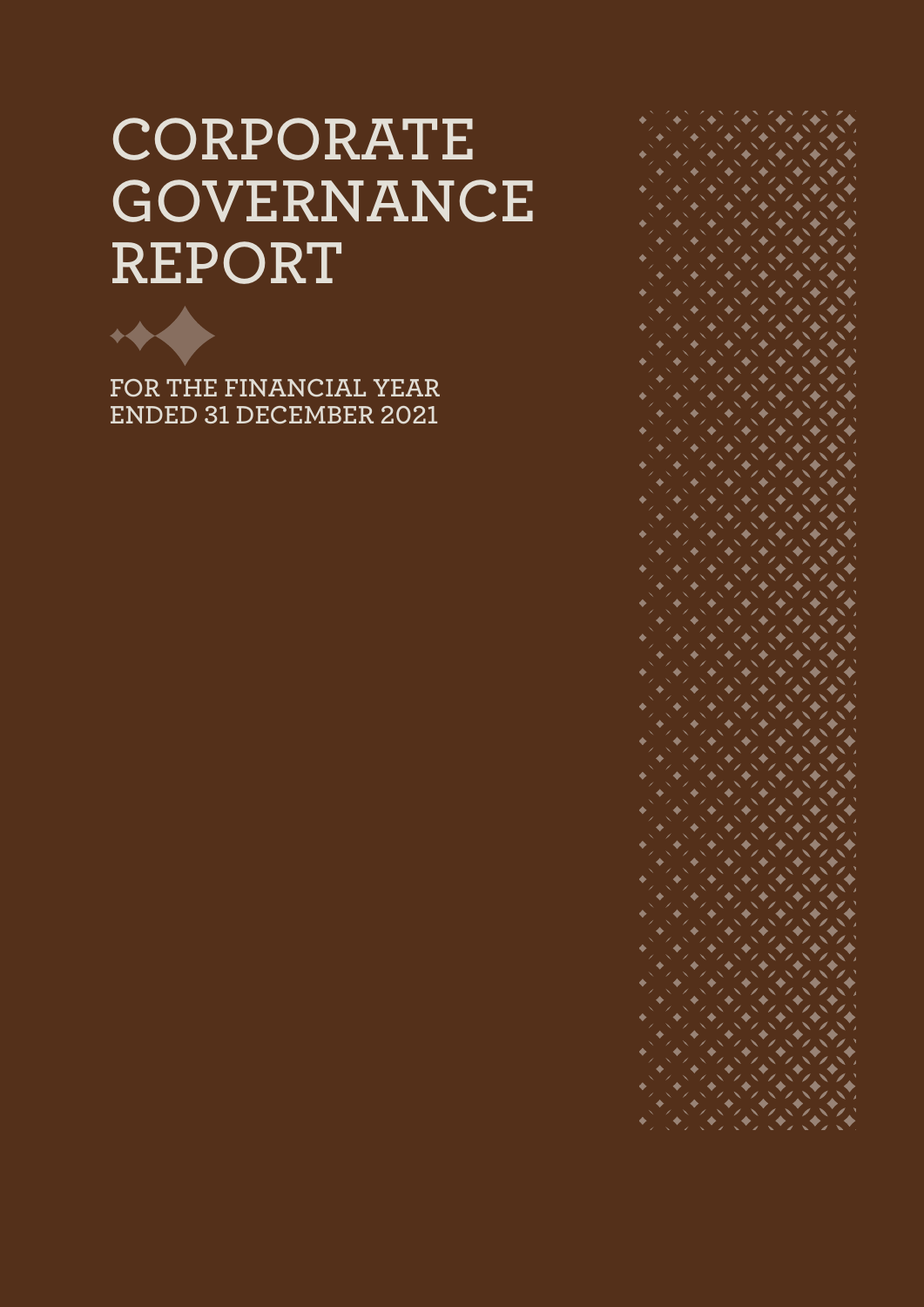# CORPORATE GOVERNANCE REPORT

FOR THE FINANCIAL YEAR ENDED 31 DECEMBER 2021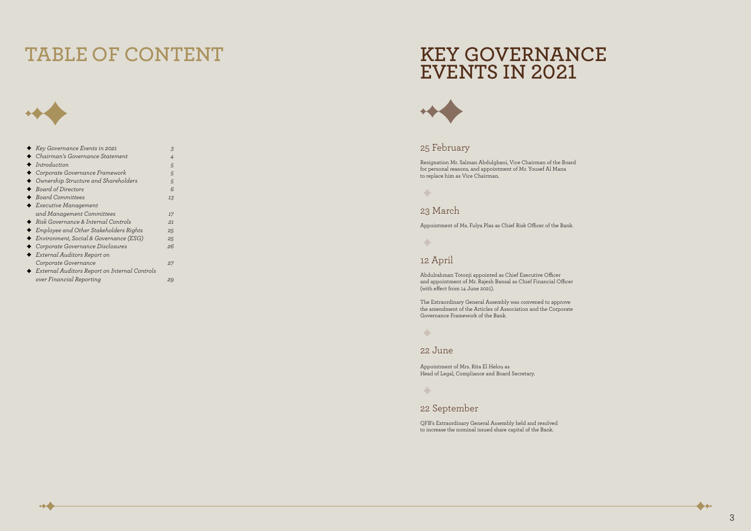# TABLE OF CONTENT

| | |
|---|---|
| *Key Governance Events in 2021* | *3* |
| *Chairman's Governance Statement* | *4* |
| *Introduction* | *5* |
| *Corporate Governance Framework* | *5* |
| *Ownership Structure and Shareholders* | *5* |
| *Board of Directors* | *6* |
| *Board Committees* | *13* |
| *Executive Management and Management Committees* | *17* |
| *Risk Governance & Internal Controls* | *21* |
| *Employee and Other Stakeholders Rights* | *25* |
| *Environment, Social & Governance (ESG)* | *25* |
| *Corporate Governance Disclosures* | *26* |
| *External Auditors Report on Corporate Governance* | *27* |
| *External Auditors Report on Internal Controls over Financial Reporting* | *29* |

# KEY GOVERNANCE EVENTS IN 2021

## 25 February

Resignation Mr. Salman Abdulghani, Vice Chairman of the Board for personal reasons, and appointment of Mr. Yousef Al Mana to replace him as Vice Chairman.

## 23 March

Appointment of Ms. Fulya Plas as Chief Risk Officer of the Bank.

## 12 April

Abdulrahman Totonji appointed as Chief Executive Officer and appointment of Mr. Rajesh Bansal as Chief Financial Officer (with effect from 14 June 2021).

The Extraordinary General Assembly was convened to approve the amendment of the Articles of Association and the Corporate Governance Framework of the Bank.

## 22 June

Appointment of Mrs. Rita El Helou as Head of Legal, Compliance and Board Secretary.

## 22 September

QFB's Extraordinary General Assembly held and resolved to increase the nominal issued share capital of the Bank.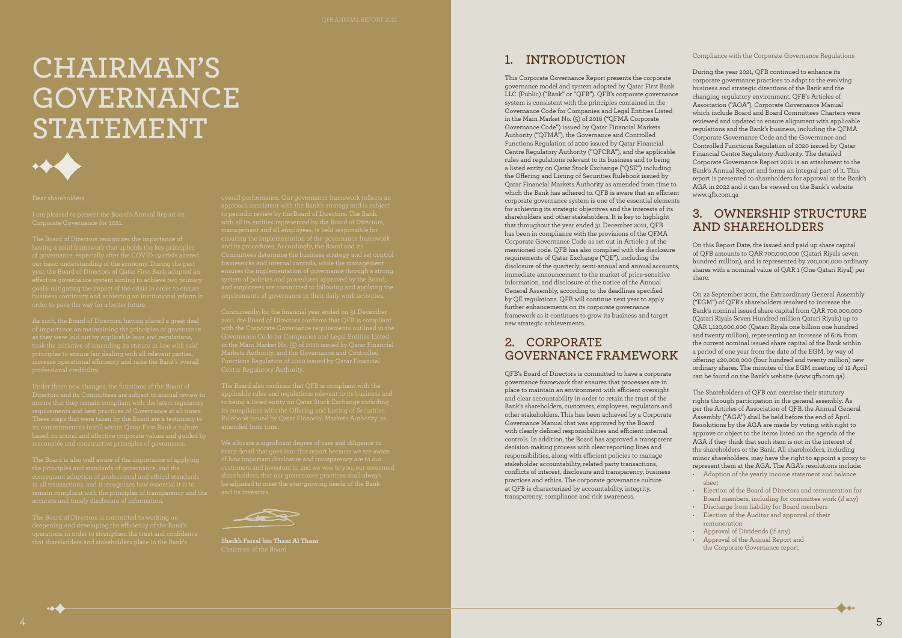# CHAIRMAN'S GOVERNANCE STATEMENT

Dear shareholders,

I am pleased to present the Board's Annual Report on Corporate Governance for 2021.

The Board of Directors recognizes the importance of having a solid framework that upholds the key principles of governance, especially after the COVID-19 crisis altered our basic understanding of the economy. During the past year, the Board of Directors of Qatar First Bank adopted an effective governance system aiming to achieve two primary goals: mitigating the impact of the crisis in order to ensure business continuity and achieving an institutional reform in order to pave the way for a better future.

As such, the Board of Directors, having placed a great deal of importance on maintaining the principles of governance as they were laid out by applicable laws and regulations, took the initiative of amending its statute in line with said principles to ensure fair dealing with all relevant parties, increase operational efficiency and raise the Bank's overall professional credibility.

Under these new changes, the functions of the Board of Directors and its Committees are subject to annual review to ensure that they remain compliant with the latest regulatory requirements and best practices of Governance at all times. These steps that were taken by the Board are a testimony to its commitment to instill within Qatar First Bank a culture based on sound and effective corporate values and guided by reasonable and constructive principles of governance.

The Board is also well aware of the importance of applying the principles and standards of governance, and the consequent adoption of professional and ethical standards in all transactions, and it recognizes how essential it is to remain compliant with the principles of transparency and the accurate and timely disclosure of information.

The Board of Directors is committed to working on deepening and developing the efficiency of the Bank's operations in order to strengthen the trust and confidence that shareholders and stakeholders place in the Bank's overall performance. Our governance framework reflects an approach consistent with the Bank's strategy and is subject to periodic review by the Board of Directors. The Bank, with all its entities represented by the Board of Directors, management and all employees, is held responsible for ensuring the implementation of the governance framework and its procedures. Accordingly, the Board and its Committees determine the business strategy and set control frameworks and internal controls, while the management ensures the implementation of governance through a strong system of policies and procedures approved by the Board, and employees are committed to following and applying the requirements of governance in their daily work activities.

Concurrently, for the financial year ended on 31 December 2021, the Board of Directors confirms that QFB is compliant with the Corporate Governance requirements outlined in the Governance Code for Companies and Legal Entities Listed in the Main Market No. (5) of 2016 issued by Qatar Financial Markets Authority, and the Governance and Controlled Functions Regulation of 2020 issued by Qatar Financial Centre Regulatory Authority.

The Board also confirms that QFB is compliant with the applicable rules and regulations relevant to its business and to being a listed entity on Qatar Stock Exchange including its compliance with the Offering and Listing of Securities Rulebook issued by Qatar Financial Markets Authority, as amended from time.

We allocate a significant degree of care and diligence to every detail that goes into this report because we are aware of how important disclosure and transparency are to our customers and investors is, and we vow to you, our esteemed shareholders, that our governance practices shall always be adjusted to meet the ever-growing needs of the Bank and its investors.

**Sheikh Faisal bin Thani Al Thani**
Chairman of the Board

## 1. INTRODUCTION

This Corporate Governance Report presents the corporate governance model and system adopted by Qatar First Bank LLC (Public) ("Bank" or "QFB"). QFB's corporate governance system is consistent with the principles contained in the Governance Code for Companies and Legal Entities Listed in the Main Market No. (5) of 2016 ("QFMA Corporate Governance Code") issued by Qatar Financial Markets Authority ("QFMA"), the Governance and Controlled Functions Regulation of 2020 issued by Qatar Financial Centre Regulatory Authority ("QFCRA"), and the applicable rules and regulations relevant to its business and to being a listed entity on Qatar Stock Exchange ("QSE") including the Offering and Listing of Securities Rulebook issued by Qatar Financial Markets Authority as amended from time to which the Bank has adhered to. QFB is aware that an efficient corporate governance system is one of the essential elements for achieving its strategic objectives and the interests of its shareholders and other stakeholders. It is key to highlight that throughout the year ended 31 December 2021, QFB has been in compliance with the provisions of the QFMA Corporate Governance Code as set out in Article 3 of the mentioned code. QFB has also complied with the disclosure requirements of Qatar Exchange ("QE"), including the disclosure of the quarterly, semi-annual and annual accounts, immediate announcement to the market of price-sensitive information, and disclosure of the notice of the Annual General Assembly, according to the deadlines specified by QE regulations. QFB will continue next year to apply further enhancements on its corporate governance framework as it continues to grow its business and target new strategic achievements.

## 2. CORPORATE GOVERNANCE FRAMEWORK

QFB's Board of Directors is committed to have a corporate governance framework that ensures that processes are in place to maintain an environment with efficient oversight and clear accountability in order to retain the trust of the Bank's shareholders, customers, employees, regulators and other stakeholders. This has been achieved by a Corporate Governance Manual that was approved by the Board with clearly defined responsibilities and efficient internal controls. In addition, the Board has approved a transparent decision-making process with clear reporting lines and responsibilities, along with efficient policies to manage stakeholder accountability, related party transactions, conflicts of interest, disclosure and transparency, business practices and ethics. The corporate governance culture at QFB is characterized by accountability, integrity, transparency, compliance and risk awareness.

Compliance with the Corporate Governance Regulations

During the year 2021, QFB continued to enhance its corporate governance practices to adapt to the evolving business and strategic directions of the Bank and the changing regulatory environment. QFB's Articles of Association ("AOA"), Corporate Governance Manual which include Board and Board Committees Charters were reviewed and updated to ensure alignment with applicable regulations and the Bank's business, including the QFMA Corporate Governance Code and the Governance and Controlled Functions Regulation of 2020 issued by Qatar Financial Centre Regulatory Authority. The detailed Corporate Governance Report 2021 is an attachment to the Bank's Annual Report and forms an integral part of it. This report is presented to shareholders for approval at the Bank's AGA in 2022 and it can be viewed on the Bank's website www.qfb.com.qa

## 3. OWNERSHIP STRUCTURE AND SHAREHOLDERS

On this Report Date, the issued and paid up share capital of QFB amounts to QAR 700,000,000 (Qatari Riyals seven hundred million), and is represented by 700,000,000 ordinary shares with a nominal value of QAR 1 (One Qatari Riyal) per share.

On 22 September 2021, the Extraordinary General Assembly ("EGM") of QFB's shareholders resolved to increase the Bank's nominal issued share capital from QAR 700,000,000 (Qatari Riyals Seven Hundred million Qatari Riyals) up to QAR 1,120,000,000 (Qatari Riyals one billion one hundred and twenty million), representing an increase of 60% from the current nominal issued share capital of the Bank within a period of one year from the date of the EGM, by way of offering 420,000,000 (four hundred and twenty million) new ordinary shares. The minutes of the EGM meeting of 12 April can be found on the Bank's website (www.qfb.com.qa) .

The Shareholders of QFB can exercise their statutory rights through participation in the general assembly. As per the Articles of Association of QFB, the Annual General Assembly ("AGA") shall be held before the end of April. Resolutions by the AGA are made by voting, with right to approve or object to the items listed on the agenda of the AGA if they think that such item is not in the interest of the shareholders or the Bank. All shareholders, including minor shareholders, may have the right to appoint a proxy to represent them at the AGA. The AGA's resolutions include:

- Adoption of the yearly income statement and balance sheet
- Election of the Board of Directors and remuneration for Board members, including for committee work (if any)
- Discharge from liability for Board members
- Election of the Auditor and approval of their remuneration
- Approval of Dividends (if any)
- Approval of the Annual Report and the Corporate Governance report.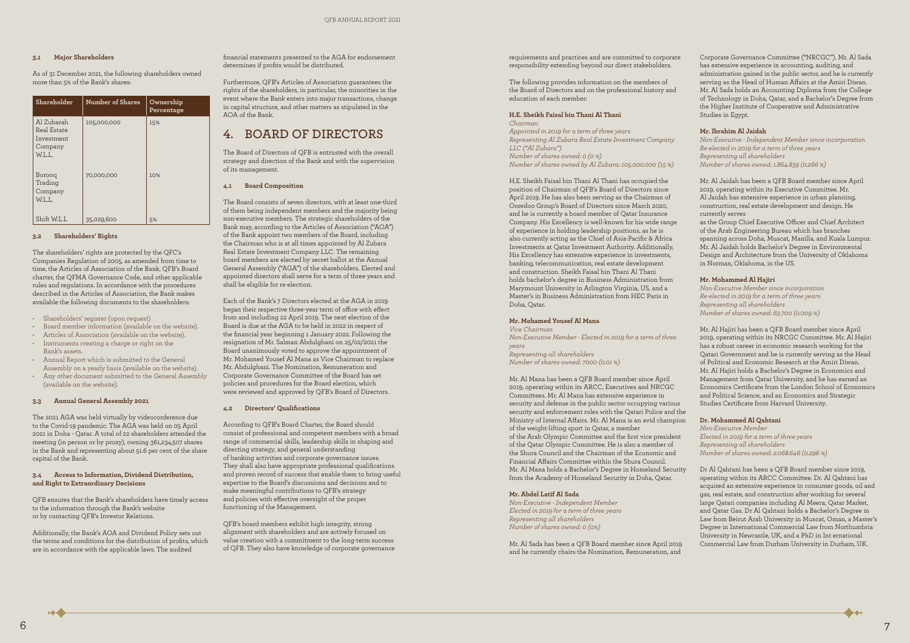### 3.1 Major Shareholders

As of 31 December 2021, the following shareholders owned more than 5% of the Bank's shares:

| Shareholder | Number of Shares | Ownership Percentage |
|---|---|---|
| Al Zubarah Real Estate Investment Company W.L.L. | 105,000,000 | 15% |
| Borooq Trading Company W.L.L. | 70,000,000 | 10% |
| Shift W.L.L | 35,029,600 | 5% |

### 3.2 Shareholders' Rights

The shareholders' rights are protected by the QFC's Companies Regulation of 2005, as amended from time to time, the Articles of Association of the Bank, QFB's Board charter, the QFMA Governance Code, and other applicable rules and regulations. In accordance with the procedures described in the Articles of Association, the Bank makes available the following documents to the shareholders:

- Shareholders' register (upon request)
- Board member information (available on the website).
- Articles of Association (available on the website).
- Instruments creating a charge or right on the Bank's assets.
- Annual Report which is submitted to the General Assembly on a yearly basis (available on the website).
- Any other document submitted to the General Assembly (available on the website).

### 3.3 Annual General Assembly 2021

The 2021 AGA was held virtually by videoconference due to the Covid-19 pandemic. The AGA was held on 05 April 2021 in Doha - Qatar. A total of 22 shareholders attended the meeting (in person or by proxy), owning 361,234,507 shares in the Bank and representing about 51.6 per cent of the share capital of the Bank.

### 3.4 Access to Information, Dividend Distribution, and Right to Extraordinary Decisions

QFB ensures that the Bank's shareholders have timely access to the information through the Bank's website or by contacting QFB's Investor Relations.

Additionally, the Bank's AOA and Dividend Policy sets out the terms and conditions for the distribution of profits, which are in accordance with the applicable laws. The audited financial statements presented to the AGA for endorsement determines if profits would be distributed.

Furthermore, QFB's Articles of Association guarantees the rights of the shareholders, in particular, the minorities in the event where the Bank enters into major transactions, change in capital structure, and other matters as stipulated in the AOA of the Bank.

# 4. BOARD OF DIRECTORS

The Board of Directors of QFB is entrusted with the overall strategy and direction of the Bank and with the supervision of its management.

### 4.1 Board Composition

The Board consists of seven directors, with at least one-third of them being independent members and the majority being non-executive members. The strategic shareholders of the Bank may, according to the Articles of Association ("AOA") of the Bank appoint two members of the Board, including the Chairman who is at all times appointed by Al Zubara Real Estate Investment Company LLC. The remaining board members are elected by secret ballot at the Annual General Assembly ("AGA") of the shareholders. Elected and appointed directors shall serve for a term of three years and shall be eligible for re-election.

Each of the Bank's 7 Directors elected at the AGA in 2019 began their respective three-year term of office with effect from and including 22 April 2019. The next election of the Board is due at the AGA to be held in 2022 in respect of the financial year beginning 1 January 2022. Following the resignation of Mr. Salman Abdulghani on 25/02/2021 the Board unanimously voted to approve the appointment of Mr. Mohamed Yousef Al Mana as Vice Chairman to replace Mr. Abdulghani. The Nomination, Remuneration and Corporate Governance Committee of the Board has set policies and procedures for the Board election, which were reviewed and approved by QFB's Board of Directors.

### 4.2 Directors' Qualifications

According to QFB's Board Charter, the Board should consist of professional and competent members with a broad range of commercial skills, leadership skills in shaping and directing strategy, and general understanding of banking activities and corporate governance issues. They shall also have appropriate professional qualifications and proven record of success that enable them to bring useful expertise to the Board's discussions and decisions and to make meaningful contributions to QFB's strategy and policies with effective oversight of the proper functioning of the Management.

QFB's board members exhibit high integrity, strong alignment with shareholders and are actively focused on value creation with a commitment to the long-term success of QFB. They also have knowledge of corporate governance requirements and practices and are committed to corporate responsibility extending beyond our direct stakeholders.

The following provides information on the members of the Board of Directors and on the professional history and education of each member:

**H.E. Sheikh Faisal bin Thani Al Thani**
*Chairman*
*Appointed in 2019 for a term of three years*
*Representing Al Zubara Real Estate Investment Company LLC ("Al Zubara")*
*Number of shares owned: 0 (0 %)*
*Number of shares owned by Al Zubara: 105.000.000 (15 %)*

H.E. Sheikh Faisal bin Thani Al Thani has occupied the position of Chairman of QFB's Board of Directors since April 2019. He has also been serving as the Chairman of Ooredoo Group's Board of Directors since March 2020, and he is currently a board member of Qatar Insurance Company. His Excellency is well-known for his wide range of experience in holding leadership positions, as he is also currently acting as the Chief of Asia-Pacific & Africa Investments at Qatar Investment Authority. Additionally, His Excellency has extensive experience in investments, banking, telecommunication, real estate development and construction. Sheikh Faisal bin Thani Al Thani holds bachelor's degree in Business Administration from Marymount University in Arlington Virginia, US, and a Master's in Business Administration from HEC Paris in Doha, Qatar.

**Mr. Mohamed Yousef Al Mana**
*Vice Chairman*
*Non-Executive Member - Elected in 2019 for a term of three years*
*Representing all shareholders*
*Number of shares owned: 7000 (0.01 %)*

Mr. Al Mana has been a QFB Board member since April 2019, operating within its ARCC, Executives and NRCGC Committees. Mr. Al Mana has extensive experience in security and defense in the public sector occupying various security and enforcement roles with the Qatari Police and the Ministry of Internal Affairs. Mr. Al Mana is an avid champion of the weight-lifting sport in Qatar, a member of the Arab Olympic Committee and the first vice president of the Qatar Olympic Committee. He is also a member of the Shura Council and the Chairman of the Economic and Financial Affairs Committee within the Shura Council. Mr. Al Mana holds a Bachelor's Degree in Homeland Security from the Academy of Homeland Security in Doha, Qatar.

**Mr. Abdel Latif Al Sada**
*Non-Executive - Independent Member*
*Elected in 2019 for a term of three years*
*Representing all shareholders*
*Number of shares owned: 0 (0%)*

Mr. Al Sada has been a QFB Board member since April 2019 and he currently chairs the Nomination, Remuneration, and Corporate Governance Committee ("NRCGC"). Mr. Al Sada has extensive experience in accounting, auditing, and administration gained in the public sector, and he is currently serving as the Head of Human Affairs at the Amiri Diwan. Mr. Al Sada holds an Accounting Diploma from the College of Technology in Doha, Qatar, and a Bachelor's Degree from the Higher Institute of Cooperative and Administrative Studies in Egypt.

**Mr. Ibrahim Al Jaidah**
*Non-Executive - Independent Member since incorporation*
*Re-elected in 2019 for a term of three years*
*Representing all shareholders*
*Number of shares owned: 1.864.839 (0.266 %)*

Mr. Al Jaidah has been a QFB Board member since April 2019, operating within its Executive Committee. Mr. Al Jaidah has extensive experience in urban planning, construction, real estate development and design. He currently serves as the Group Chief Executive Officer and Chief Architect of the Arab Engineering Bureau which has branches spanning across Doha, Muscat, Manila, and Kuala Lumpur. Mr. Al Jaidah holds Bachelor's Degree in Environmental Design and Architecture from the University of Oklahoma in Norman, Oklahoma, in the US.

**Mr. Mohammed Al Hajiri**
*Non-Executive Member since incorporation*
*Re-elected in 2019 for a term of three years*
*Representing all shareholders*
*Number of shares owned: 63.700 (0.009 %)*

Mr. Al Hajiri has been a QFB Board member since April 2019, operating within its NRCGC Committee. Mr. Al Hajiri has a robust career in economic research working for the Qatari Government and he is currently serving as the Head of Political and Economic Research at the Amiri Diwan. Mr. Al Hajiri holds a Bachelor's Degree in Economics and Management from Qatar University, and he has earned an Economics Certificate from the London School of Economics and Political Science, and an Economics and Strategic Studies Certificate from Harvard University.

**Dr. Mohammed Al Qahtani**
*Non-Executive Member*
*Elected in 2019 for a term of three years*
*Representing all shareholders*
*Number of shares owned: 2.068.646 (0.296 %)*

Dr Al Qahtani has been a QFB Board member since 2019, operating within its ARCC Committee. Dr. Al Qahtani has acquired an extensive experience in consumer goods, oil and gas, real estate, and construction after working for several large Qatari companies including Al Meera, Qatar Market, and Qatar Gas. Dr Al Qahtani holds a Bachelor's Degree in Law from Beirut Arab University in Muscat, Oman, a Master's Degree in International Commercial Law from Northumbria University in Newcastle, UK, and a PhD in Int ernational Commercial Law from Durham University in Durham, UK.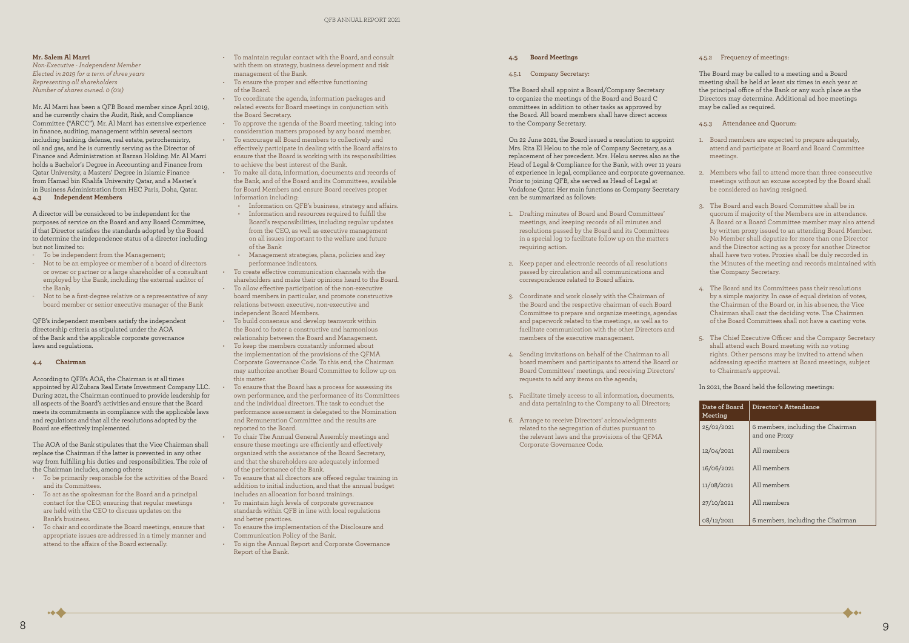**Mr. Salem Al Marri**

*Non-Executive - Independent Member*
*Elected in 2019 for a term of three years*
*Representing all shareholders*
*Number of shares owned: 0 (0%)*

Mr. Al Marri has been a QFB Board member since April 2019, and he currently chairs the Audit, Risk, and Compliance Committee ("ARCC"). Mr. Al Marri has extensive experience in finance, auditing, management within several sectors including banking, defense, real estate, petrochemistry, oil and gas, and he is currently serving as the Director of Finance and Administration at Barzan Holding. Mr. Al Marri holds a Bachelor's Degree in Accounting and Finance from Qatar University, a Masters' Degree in Islamic Finance from Hamad bin Khalifa University Qatar, and a Master's in Business Administration from HEC Paris, Doha, Qatar.

### 4.3 Independent Members

A director will be considered to be independent for the purposes of service on the Board and any Board Committee, if that Director satisfies the standards adopted by the Board to determine the independence status of a director including but not limited to:

- To be independent from the Management;
- Not to be an employee or member of a board of directors or owner or partner or a large shareholder of a consultant employed by the Bank, including the external auditor of the Bank;
- Not to be a first-degree relative or a representative of any board member or senior executive manager of the Bank

QFB's independent members satisfy the independent directorship criteria as stipulated under the AOA of the Bank and the applicable corporate governance laws and regulations.

### 4.4 Chairman

According to QFB's AOA, the Chairman is at all times appointed by Al Zubara Real Estate Investment Company LLC. During 2021, the Chairman continued to provide leadership for all aspects of the Board's activities and ensure that the Board meets its commitments in compliance with the applicable laws and regulations and that all the resolutions adopted by the Board are effectively implemented.

The AOA of the Bank stipulates that the Vice Chairman shall replace the Chairman if the latter is prevented in any other way from fulfilling his duties and responsibilities. The role of the Chairman includes, among others:

- To be primarily responsible for the activities of the Board and its Committees.
- To act as the spokesman for the Board and a principal contact for the CEO, ensuring that regular meetings are held with the CEO to discuss updates on the Bank's business.
- To chair and coordinate the Board meetings, ensure that appropriate issues are addressed in a timely manner and attend to the affairs of the Board externally.
- To maintain regular contact with the Board, and consult with them on strategy, business development and risk management of the Bank.
- To ensure the proper and effective functioning of the Board.
- To coordinate the agenda, information packages and related events for Board meetings in conjunction with the Board Secretary.
- To approve the agenda of the Board meeting, taking into consideration matters proposed by any board member.
- To encourage all Board members to collectively and effectively participate in dealing with the Board affairs to ensure that the Board is working with its responsibilities to achieve the best interest of the Bank.
- To make all data, information, documents and records of the Bank, and of the Board and its Committees, available for Board Members and ensure Board receives proper information including:
  - Information on QFB's business, strategy and affairs.
  - Information and resources required to fulfill the Board's responsibilities, including regular updates from the CEO, as well as executive management on all issues important to the welfare and future of the Bank
  - Management strategies, plans, policies and key performance indicators.
- To create effective communication channels with the shareholders and make their opinions heard to the Board.
- To allow effective participation of the non-executive board members in particular, and promote constructive relations between executive, non-executive and independent Board Members.
- To build consensus and develop teamwork within the Board to foster a constructive and harmonious relationship between the Board and Management.
- To keep the members constantly informed about the implementation of the provisions of the QFMA Corporate Governance Code. To this end, the Chairman may authorize another Board Committee to follow up on this matter.
- To ensure that the Board has a process for assessing its own performance, and the performance of its Committees and the individual directors. The task to conduct the performance assessment is delegated to the Nomination and Remuneration Committee and the results are reported to the Board.
- To chair The Annual General Assembly meetings and ensure these meetings are efficiently and effectively organized with the assistance of the Board Secretary, and that the shareholders are adequately informed of the performance of the Bank.
- To ensure that all directors are offered regular training in addition to initial induction, and that the annual budget includes an allocation for board trainings.
- To maintain high levels of corporate governance standards within QFB in line with local regulations and better practices.
- To ensure the implementation of the Disclosure and Communication Policy of the Bank.
- To sign the Annual Report and Corporate Governance Report of the Bank.

### 4.5 Board Meetings

#### 4.5.1 Company Secretary:

The Board shall appoint a Board/Company Secretary to organize the meetings of the Board and Board C ommittees in addition to other tasks as approved by the Board. All board members shall have direct access to the Company Secretary.

On 22 June 2021, the Board issued a resolution to appoint Mrs. Rita El Helou to the role of Company Secretary, as a replacement of her precedent. Mrs. Helou serves also as the Head of Legal & Compliance for the Bank, with over 11 years of experience in legal, compliance and corporate governance. Prior to joining QFB, she served as Head of Legal at Vodafone Qatar. Her main functions as Company Secretary can be summarized as follows:

1. Drafting minutes of Board and Board Committees' meetings, and keeping records of all minutes and resolutions passed by the Board and its Committees in a special log to facilitate follow up on the matters requiring action.
2. Keep paper and electronic records of all resolutions passed by circulation and all communications and correspondence related to Board affairs.
3. Coordinate and work closely with the Chairman of the Board and the respective chairman of each Board Committee to prepare and organize meetings, agendas and paperwork related to the meetings, as well as to facilitate communication with the other Directors and members of the executive management.
4. Sending invitations on behalf of the Chairman to all board members and participants to attend the Board or Board Committees' meetings, and receiving Directors' requests to add any items on the agenda;
5. Facilitate timely access to all information, documents, and data pertaining to the Company to all Directors;
6. Arrange to receive Directors' acknowledgments related to the segregation of duties pursuant to the relevant laws and the provisions of the QFMA Corporate Governance Code.

#### 4.5.2 Frequency of meetings:

The Board may be called to a meeting and a Board meeting shall be held at least six times in each year at the principal office of the Bank or any such place as the Directors may determine. Additional ad hoc meetings may be called as required.

#### 4.5.3 Attendance and Quorum:

1. Board members are expected to prepare adequately, attend and participate at Board and Board Committee meetings.
2. Members who fail to attend more than three consecutive meetings without an excuse accepted by the Board shall be considered as having resigned.
3. The Board and each Board Committee shall be in quorum if majority of the Members are in attendance. A Board or a Board Committee member may also attend by written proxy issued to an attending Board Member. No Member shall deputize for more than one Director and the Director acting as a proxy for another Director shall have two votes. Proxies shall be duly recorded in the Minutes of the meeting and records maintained with the Company Secretary.
4. The Board and its Committees pass their resolutions by a simple majority. In case of equal division of votes, the Chairman of the Board or, in his absence, the Vice Chairman shall cast the deciding vote. The Chairmen of the Board Committees shall not have a casting vote.
5. The Chief Executive Officer and the Company Secretary shall attend each Board meeting with no voting rights. Other persons may be invited to attend when addressing specific matters at Board meetings, subject to Chairman's approval.

In 2021, the Board held the following meetings:

| Date of Board Meeting | Director's Attendance |
|---|---|
| 25/02/2021 | 6 members, including the Chairman and one Proxy |
| 12/04/2021 | All members |
| 16/06/2021 | All members |
| 11/08/2021 | All members |
| 27/10/2021 | All members |
| 08/12/2021 | 6 members, including the Chairman |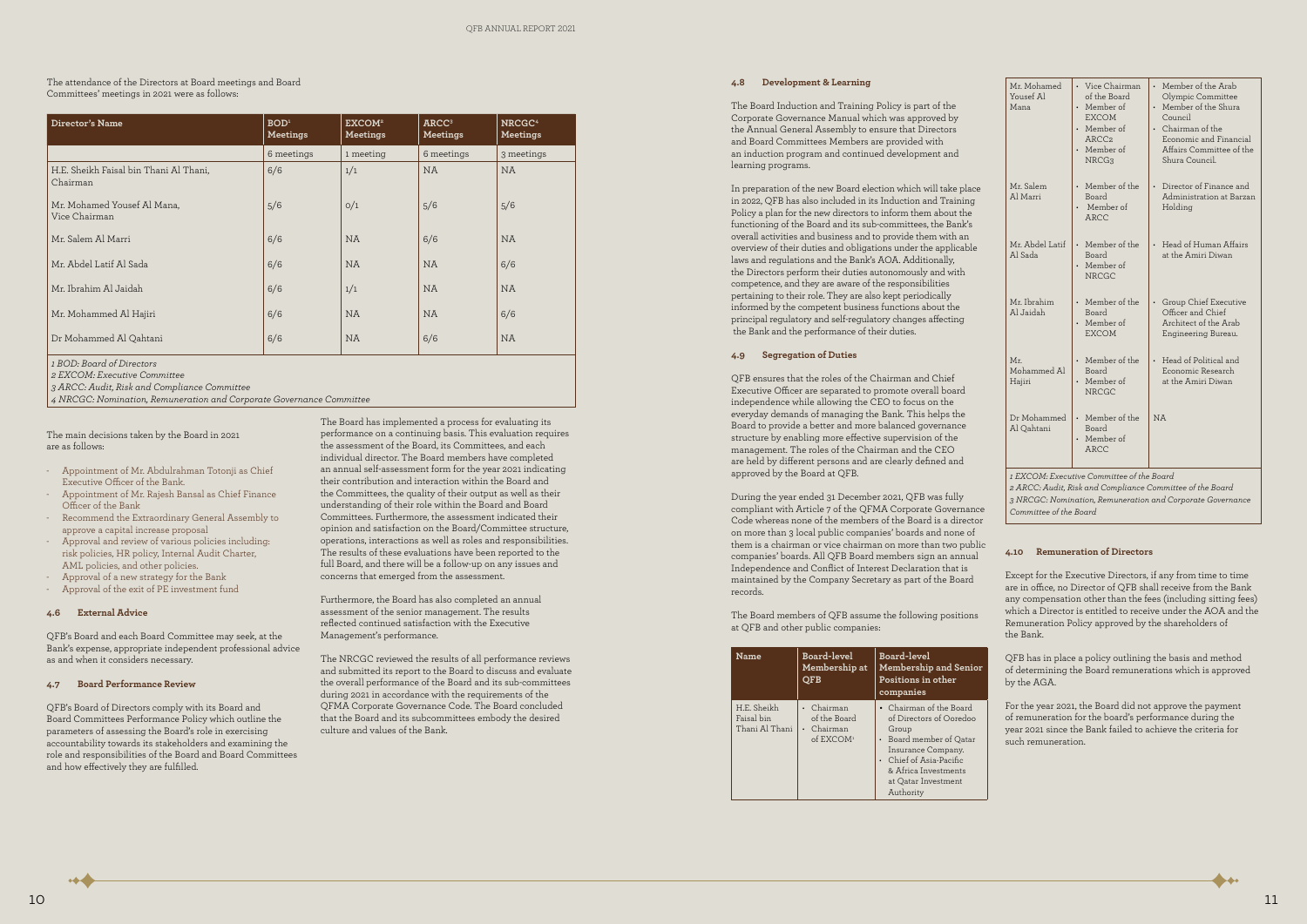The attendance of the Directors at Board meetings and Board Committees' meetings in 2021 were as follows:

| Director's Name | BOD[1] Meetings | EXCOM[2] Meetings | ARCC[3] Meetings | NRCGC[4] Meetings |
|---|---|---|---|---|
| | 6 meetings | 1 meeting | 6 meetings | 3 meetings |
| H.E. Sheikh Faisal bin Thani Al Thani, Chairman | 6/6 | 1/1 | NA | NA |
| Mr. Mohamed Yousef Al Mana, Vice Chairman | 5/6 | 0/1 | 5/6 | 5/6 |
| Mr. Salem Al Marri | 6/6 | NA | 6/6 | NA |
| Mr. Abdel Latif Al Sada | 6/6 | NA | NA | 6/6 |
| Mr. Ibrahim Al Jaidah | 6/6 | 1/1 | NA | NA |
| Mr. Mohammed Al Hajiri | 6/6 | NA | NA | 6/6 |
| Dr Mohammed Al Qahtani | 6/6 | NA | 6/6 | NA |

*1 BOD: Board of Directors*
*2 EXCOM: Executive Committee*
*3 ARCC: Audit, Risk and Compliance Committee*
*4 NRCGC: Nomination, Remuneration and Corporate Governance Committee*

The main decisions taken by the Board in 2021 are as follows:

- Appointment of Mr. Abdulrahman Totonji as Chief Executive Officer of the Bank.
- Appointment of Mr. Rajesh Bansal as Chief Finance Officer of the Bank
- Recommend the Extraordinary General Assembly to approve a capital increase proposal
- Approval and review of various policies including: risk policies, HR policy, Internal Audit Charter, AML policies, and other policies.
- Approval of a new strategy for the Bank
- Approval of the exit of PE investment fund

### 4.6 External Advice

QFB's Board and each Board Committee may seek, at the Bank's expense, appropriate independent professional advice as and when it considers necessary.

### 4.7 Board Performance Review

QFB's Board of Directors comply with its Board and Board Committees Performance Policy which outline the parameters of assessing the Board's role in exercising accountability towards its stakeholders and examining the role and responsibilities of the Board and Board Committees and how effectively they are fulfilled.

The Board has implemented a process for evaluating its performance on a continuing basis. This evaluation requires the assessment of the Board, its Committees, and each individual director. The Board members have completed an annual self-assessment form for the year 2021 indicating their contribution and interaction within the Board and the Committees, the quality of their output as well as their understanding of their role within the Board and Board Committees. Furthermore, the assessment indicated their opinion and satisfaction on the Board/Committee structure, operations, interactions as well as roles and responsibilities. The results of these evaluations have been reported to the full Board, and there will be a follow-up on any issues and concerns that emerged from the assessment.

Furthermore, the Board has also completed an annual assessment of the senior management. The results reflected continued satisfaction with the Executive Management's performance.

The NRCGC reviewed the results of all performance reviews and submitted its report to the Board to discuss and evaluate the overall performance of the Board and its sub-committees during 2021 in accordance with the requirements of the QFMA Corporate Governance Code. The Board concluded that the Board and its subcommittees embody the desired culture and values of the Bank.

### 4.8 Development & Learning

The Board Induction and Training Policy is part of the Corporate Governance Manual which was approved by the Annual General Assembly to ensure that Directors and Board Committees Members are provided with an induction program and continued development and learning programs.

In preparation of the new Board election which will take place in 2022, QFB has also included in its Induction and Training Policy a plan for the new directors to inform them about the functioning of the Board and its sub-committees, the Bank's overall activities and business and to provide them with an overview of their duties and obligations under the applicable laws and regulations and the Bank's AOA. Additionally, the Directors perform their duties autonomously and with competence, and they are aware of the responsibilities pertaining to their role. They are also kept periodically informed by the competent business functions about the principal regulatory and self-regulatory changes affecting the Bank and the performance of their duties.

### 4.9 Segregation of Duties

QFB ensures that the roles of the Chairman and Chief Executive Officer are separated to promote overall board independence while allowing the CEO to focus on the everyday demands of managing the Bank. This helps the Board to provide a better and more balanced governance structure by enabling more effective supervision of the management. The roles of the Chairman and the CEO are held by different persons and are clearly defined and approved by the Board at QFB.

During the year ended 31 December 2021, QFB was fully compliant with Article 7 of the QFMA Corporate Governance Code whereas none of the members of the Board is a director on more than 3 local public companies' boards and none of them is a chairman or vice chairman on more than two public companies' boards. All QFB Board members sign an annual Independence and Conflict of Interest Declaration that is maintained by the Company Secretary as part of the Board records.

The Board members of QFB assume the following positions at QFB and other public companies:

| Name | Board-level Membership at QFB | Board-level Membership and Senior Positions in other companies |
|---|---|---|
| H.E. Sheikh Faisal bin Thani Al Thani | • Chairman of the Board<br>• Chairman of EXCOM[1] | • Chairman of the Board of Directors of Ooredoo Group<br>• Board member of Qatar Insurance Company.<br>• Chief of Asia-Pacific & Africa Investments at Qatar Investment Authority |
| Mr. Mohamed Yousef Al Mana | • Vice Chairman of the Board<br>• Member of EXCOM<br>• Member of ARCC2<br>• Member of NRCG3 | • Member of the Arab Olympic Committee<br>• Member of the Shura Council<br>• Chairman of the Economic and Financial Affairs Committee of the Shura Council. |
| Mr. Salem Al Marri | • Member of the Board<br>• Member of ARCC | • Director of Finance and Administration at Barzan Holding |
| Mr. Abdel Latif Al Sada | • Member of the Board<br>• Member of NRCGC | • Head of Human Affairs at the Amiri Diwan |
| Mr. Ibrahim Al Jaidah | • Member of the Board<br>• Member of EXCOM | • Group Chief Executive Officer and Chief Architect of the Arab Engineering Bureau. |
| Mr. Mohammed Al Hajiri | • Member of the Board<br>• Member of NRCGC | • Head of Political and Economic Research at the Amiri Diwan |
| Dr Mohammed Al Qahtani | • Member of the Board<br>• Member of ARCC | NA |

*1 EXCOM: Executive Committee of the Board*
*2 ARCC: Audit, Risk and Compliance Committee of the Board*
*3 NRCGC: Nomination, Remuneration and Corporate Governance Committee of the Board*

### 4.10 Remuneration of Directors

Except for the Executive Directors, if any from time to time are in office, no Director of QFB shall receive from the Bank any compensation other than the fees (including sitting fees) which a Director is entitled to receive under the AOA and the Remuneration Policy approved by the shareholders of the Bank.

QFB has in place a policy outlining the basis and method of determining the Board remunerations which is approved by the AGA.

For the year 2021, the Board did not approve the payment of remuneration for the board's performance during the year 2021 since the Bank failed to achieve the criteria for such remuneration.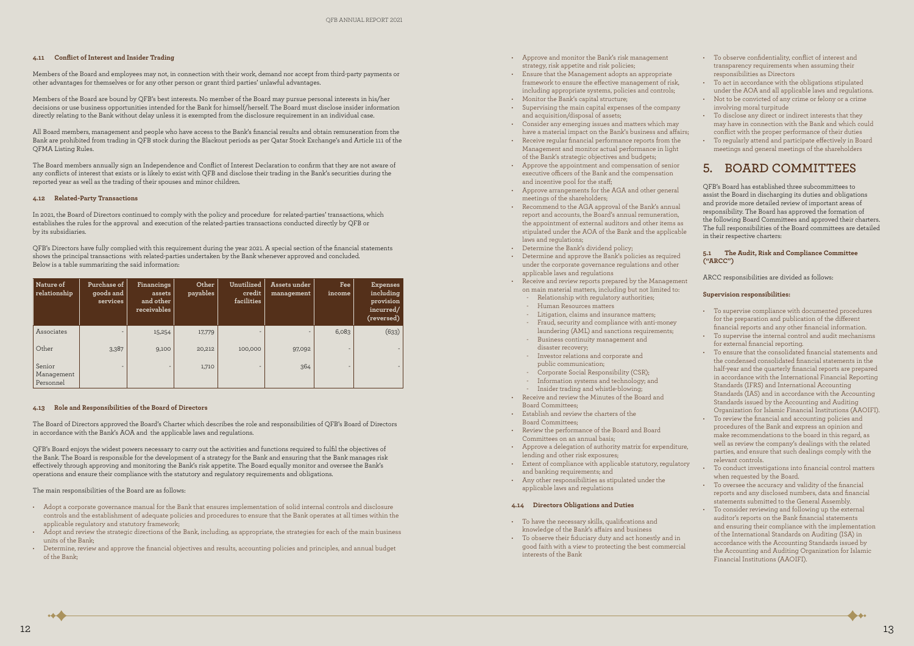### 4.11 Conflict of Interest and Insider Trading

Members of the Board and employees may not, in connection with their work, demand nor accept from third-party payments or other advantages for themselves or for any other person or grant third parties' unlawful advantages.

Members of the Board are bound by QFB's best interests. No member of the Board may pursue personal interests in his/her decisions or use business opportunities intended for the Bank for himself/herself. The Board must disclose insider information directly relating to the Bank without delay unless it is exempted from the disclosure requirement in an individual case.

All Board members, management and people who have access to the Bank's financial results and obtain remuneration from the Bank are prohibited from trading in QFB stock during the Blackout periods as per Qatar Stock Exchange's and Article 111 of the QFMA Listing Rules.

The Board members annually sign an Independence and Conflict of Interest Declaration to confirm that they are not aware of any conflicts of interest that exists or is likely to exist with QFB and disclose their trading in the Bank's securities during the reported year as well as the trading of their spouses and minor children.

### 4.12 Related-Party Transactions

In 2021, the Board of Directors continued to comply with the policy and procedure for related-parties' transactions, which establishes the rules for the approval and execution of the related-parties transactions conducted directly by QFB or by its subsidiaries.

QFB's Directors have fully complied with this requirement during the year 2021. A special section of the financial statements shows the principal transactions with related-parties undertaken by the Bank whenever approved and concluded. Below is a table summarizing the said information:

| Nature of relationship | Purchase of goods and services | Financings assets and other receivables | Other payables | Unutilized credit facilities | Assets under management | Fee income | Expenses including provision incurred/ (reversed) |
|---|---|---|---|---|---|---|---|
| Associates | - | 15,254 | 17,779 | - | - | 6,083 | (633) |
| Other | 3,387 | 9,100 | 20,212 | 100,000 | 97,092 | - | - |
| Senior Management Personnel | - | - | 1,710 | - | 364 | - | - |

### 4.13 Role and Responsibilities of the Board of Directors

The Board of Directors approved the Board's Charter which describes the role and responsibilities of QFB's Board of Directors in accordance with the Bank's AOA and the applicable laws and regulations.

QFB's Board enjoys the widest powers necessary to carry out the activities and functions required to fulfil the objectives of the Bank. The Board is responsible for the development of a strategy for the Bank and ensuring that the Bank manages risk effectively through approving and monitoring the Bank's risk appetite. The Board equally monitor and oversee the Bank's operations and ensure their compliance with the statutory and regulatory requirements and obligations.

The main responsibilities of the Board are as follows:

- Adopt a corporate governance manual for the Bank that ensures implementation of solid internal controls and disclosure controls and the establishment of adequate policies and procedures to ensure that the Bank operates at all times within the applicable regulatory and statutory framework;
- Adopt and review the strategic directions of the Bank, including, as appropriate, the strategies for each of the main business units of the Bank;
- Determine, review and approve the financial objectives and results, accounting policies and principles, and annual budget of the Bank;
- Approve and monitor the Bank's risk management strategy, risk appetite and risk policies;
- Ensure that the Management adopts an appropriate framework to ensure the effective management of risk, including appropriate systems, policies and controls;
- Monitor the Bank's capital structure;
- Supervising the main capital expenses of the company and acquisition/disposal of assets;
- Consider any emerging issues and matters which may have a material impact on the Bank's business and affairs;
- Receive regular financial performance reports from the Management and monitor actual performance in light of the Bank's strategic objectives and budgets;
- Approve the appointment and compensation of senior executive officers of the Bank and the compensation and incentive pool for the staff;
- Approve arrangements for the AGA and other general meetings of the shareholders;
- Recommend to the AGA approval of the Bank's annual report and accounts, the Board's annual remuneration, the appointment of external auditors and other items as stipulated under the AOA of the Bank and the applicable laws and regulations;
- Determine the Bank's dividend policy;
- Determine and approve the Bank's policies as required under the corporate governance regulations and other applicable laws and regulations
- Receive and review reports prepared by the Management on main material matters, including but not limited to:
  - Relationship with regulatory authorities;
  - Human Resources matters
  - Litigation, claims and insurance matters;
  - Fraud, security and compliance with anti-money laundering (AML) and sanctions requirements;
  - Business continuity management and disaster recovery;
  - Investor relations and corporate and public communication;
  - Corporate Social Responsibility (CSR);
  - Information systems and technology; and
  - Insider trading and whistle-blowing;
- Receive and review the Minutes of the Board and Board Committees;
- Establish and review the charters of the Board Committees;
- Review the performance of the Board and Board Committees on an annual basis;
- Approve a delegation of authority matrix for expenditure, lending and other risk exposures;
- Extent of compliance with applicable statutory, regulatory and banking requirements; and
- Any other responsibilities as stipulated under the applicable laws and regulations

### 4.14 Directors Obligations and Duties

- To have the necessary skills, qualifications and knowledge of the Bank's affairs and business
- To observe their fiduciary duty and act honestly and in good faith with a view to protecting the best commercial interests of the Bank
- To observe confidentiality, conflict of interest and transparency requirements when assuming their responsibilities as Directors
- To act in accordance with the obligations stipulated under the AOA and all applicable laws and regulations.
- Not to be convicted of any crime or felony or a crime involving moral turpitude
- To disclose any direct or indirect interests that they may have in connection with the Bank and which could conflict with the proper performance of their duties
- To regularly attend and participate effectively in Board meetings and general meetings of the shareholders

# 5. BOARD COMMITTEES

QFB's Board has established three subcommittees to assist the Board in discharging its duties and obligations and provide more detailed review of important areas of responsibility. The Board has approved the formation of the following Board Committees and approved their charters. The full responsibilities of the Board committees are detailed in their respective charters:

### 5.1 The Audit, Risk and Compliance Committee ("ARCC")

ARCC responsibilities are divided as follows:

**Supervision responsibilities:**

- To supervise compliance with documented procedures for the preparation and publication of the different financial reports and any other financial information.
- To supervise the internal control and audit mechanisms for external financial reporting.
- To ensure that the consolidated financial statements and the condensed consolidated financial statements in the half-year and the quarterly financial reports are prepared in accordance with the International Financial Reporting Standards (IFRS) and International Accounting Standards (IAS) and in accordance with the Accounting Standards issued by the Accounting and Auditing Organization for Islamic Financial Institutions (AAOIFI).
- To review the financial and accounting policies and procedures of the Bank and express an opinion and make recommendations to the board in this regard, as well as review the company's dealings with the related parties, and ensure that such dealings comply with the relevant controls.
- To conduct investigations into financial control matters when requested by the Board.
- To oversee the accuracy and validity of the financial reports and any disclosed numbers, data and financial statements submitted to the General Assembly.
- To consider reviewing and following up the external auditor's reports on the Bank financial statements and ensuring their compliance with the implementation of the International Standards on Auditing (ISA) in accordance with the Accounting Standards issued by the Accounting and Auditing Organization for Islamic Financial Institutions (AAOIFI).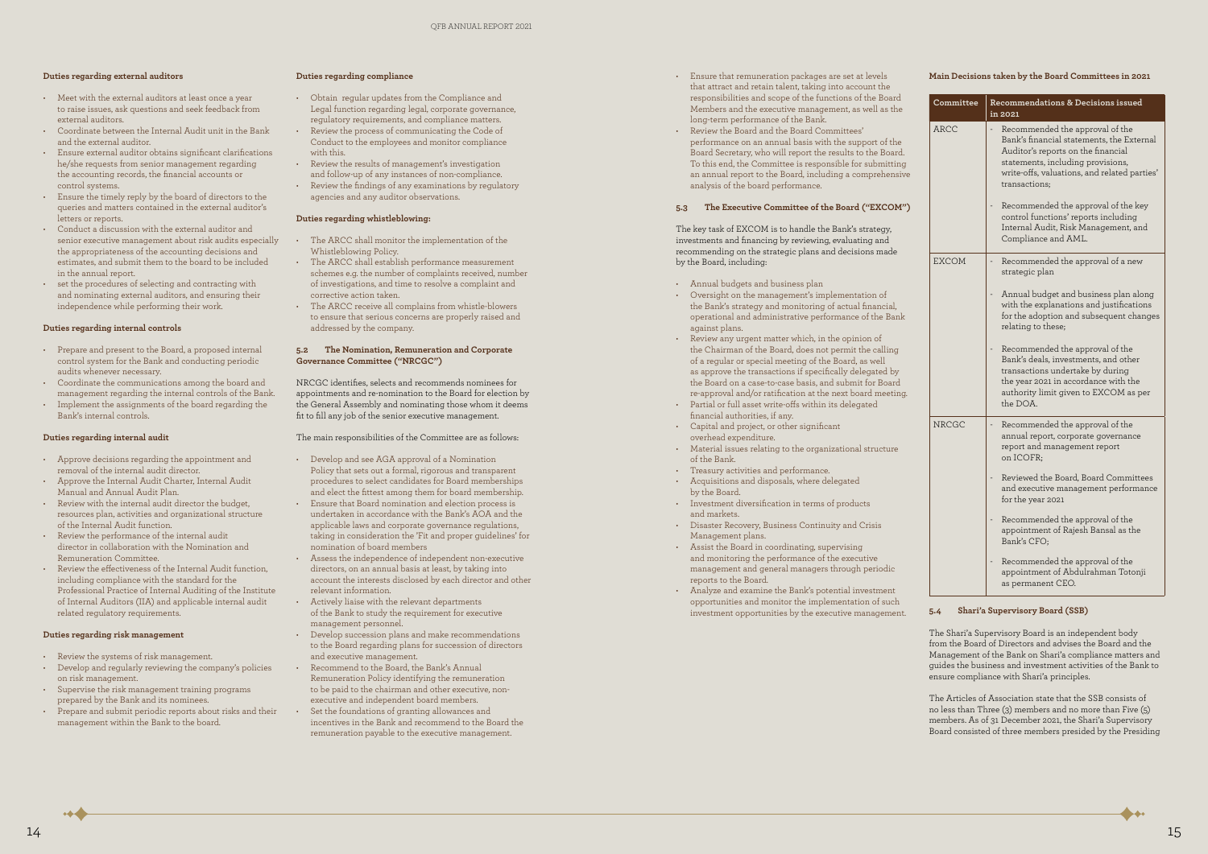**Duties regarding external auditors**

- Meet with the external auditors at least once a year to raise issues, ask questions and seek feedback from external auditors.
- Coordinate between the Internal Audit unit in the Bank and the external auditor.
- Ensure external auditor obtains significant clarifications he/she requests from senior management regarding the accounting records, the financial accounts or control systems.
- Ensure the timely reply by the board of directors to the queries and matters contained in the external auditor's letters or reports.
- Conduct a discussion with the external auditor and senior executive management about risk audits especially the appropriateness of the accounting decisions and estimates, and submit them to the board to be included in the annual report.
- set the procedures of selecting and contracting with and nominating external auditors, and ensuring their independence while performing their work.

**Duties regarding internal controls**

- Prepare and present to the Board, a proposed internal control system for the Bank and conducting periodic audits whenever necessary.
- Coordinate the communications among the board and management regarding the internal controls of the Bank.
- Implement the assignments of the board regarding the Bank's internal controls.

**Duties regarding internal audit**

- Approve decisions regarding the appointment and removal of the internal audit director.
- Approve the Internal Audit Charter, Internal Audit Manual and Annual Audit Plan.
- Review with the internal audit director the budget, resources plan, activities and organizational structure of the Internal Audit function.
- Review the performance of the internal audit director in collaboration with the Nomination and Remuneration Committee.
- Review the effectiveness of the Internal Audit function, including compliance with the standard for the Professional Practice of Internal Auditing of the Institute of Internal Auditors (IIA) and applicable internal audit related regulatory requirements.

**Duties regarding risk management**

- Review the systems of risk management.
- Develop and regularly reviewing the company's policies on risk management.
- Supervise the risk management training programs prepared by the Bank and its nominees.
- Prepare and submit periodic reports about risks and their management within the Bank to the board.

**Duties regarding compliance**

- Obtain regular updates from the Compliance and Legal function regarding legal, corporate governance, regulatory requirements, and compliance matters.
- Review the process of communicating the Code of Conduct to the employees and monitor compliance with this.
- Review the results of management's investigation and follow-up of any instances of non-compliance.
- Review the findings of any examinations by regulatory agencies and any auditor observations.

**Duties regarding whistleblowing:**

- The ARCC shall monitor the implementation of the Whistleblowing Policy.
- The ARCC shall establish performance measurement schemes e.g. the number of complaints received, number of investigations, and time to resolve a complaint and corrective action taken.
- The ARCC receive all complains from whistle-blowers to ensure that serious concerns are properly raised and addressed by the company.

### 5.2 The Nomination, Remuneration and Corporate Governance Committee ("NRCGC")

NRCGC identifies, selects and recommends nominees for appointments and re-nomination to the Board for election by the General Assembly and nominating those whom it deems fit to fill any job of the senior executive management.

The main responsibilities of the Committee are as follows:

- Develop and see AGA approval of a Nomination Policy that sets out a formal, rigorous and transparent procedures to select candidates for Board memberships and elect the fittest among them for board membership.
- Ensure that Board nomination and election process is undertaken in accordance with the Bank's AOA and the applicable laws and corporate governance regulations, taking in consideration the 'Fit and proper guidelines' for nomination of board members
- Assess the independence of independent non-executive directors, on an annual basis at least, by taking into account the interests disclosed by each director and other relevant information.
- Actively liaise with the relevant departments of the Bank to study the requirement for executive management personnel.
- Develop succession plans and make recommendations to the Board regarding plans for succession of directors and executive management.
- Recommend to the Board, the Bank's Annual Remuneration Policy identifying the remuneration to be paid to the chairman and other executive, non-executive and independent board members.
- Set the foundations of granting allowances and incentives in the Bank and recommend to the Board the remuneration payable to the executive management.
- Ensure that remuneration packages are set at levels that attract and retain talent, taking into account the responsibilities and scope of the functions of the Board Members and the executive management, as well as the long-term performance of the Bank.
- Review the Board and the Board Committees' performance on an annual basis with the support of the Board Secretary, who will report the results to the Board. To this end, the Committee is responsible for submitting an annual report to the Board, including a comprehensive analysis of the board performance.

### 5.3 The Executive Committee of the Board ("EXCOM")

The key task of EXCOM is to handle the Bank's strategy, investments and financing by reviewing, evaluating and recommending on the strategic plans and decisions made by the Board, including:

- Annual budgets and business plan
- Oversight on the management's implementation of the Bank's strategy and monitoring of actual financial, operational and administrative performance of the Bank against plans.
- Review any urgent matter which, in the opinion of the Chairman of the Board, does not permit the calling of a regular or special meeting of the Board, as well as approve the transactions if specifically delegated by the Board on a case-to-case basis, and submit for Board re-approval and/or ratification at the next board meeting.
- Partial or full asset write-offs within its delegated financial authorities, if any.
- Capital and project, or other significant overhead expenditure.
- Material issues relating to the organizational structure of the Bank.
- Treasury activities and performance.
- Acquisitions and disposals, where delegated by the Board.
- Investment diversification in terms of products and markets.
- Disaster Recovery, Business Continuity and Crisis Management plans.
- Assist the Board in coordinating, supervising and monitoring the performance of the executive management and general managers through periodic reports to the Board.
- Analyze and examine the Bank's potential investment opportunities and monitor the implementation of such investment opportunities by the executive management.

**Main Decisions taken by the Board Committees in 2021**

| Committee | Recommendations & Decisions issued in 2021 |
|---|---|
| ARCC | - Recommended the approval of the Bank's financial statements, the External Auditor's reports on the financial statements, including provisions, write-offs, valuations, and related parties' transactions;<br>- Recommended the approval of the key control functions' reports including Internal Audit, Risk Management, and Compliance and AML. |
| EXCOM | - Recommended the approval of a new strategic plan<br>- Annual budget and business plan along with the explanations and justifications for the adoption and subsequent changes relating to these;<br>- Recommended the approval of the Bank's deals, investments, and other transactions undertake by during the year 2021 in accordance with the authority limit given to EXCOM as per the DOA. |
| NRCGC | - Recommended the approval of the annual report, corporate governance report and management report on ICOFR;<br>- Reviewed the Board, Board Committees and executive management performance for the year 2021<br>- Recommended the approval of the appointment of Rajesh Bansal as the Bank's CFO;<br>- Recommended the approval of the appointment of Abdulrahman Totonji as permanent CEO. |

### 5.4 Shari'a Supervisory Board (SSB)

The Shari'a Supervisory Board is an independent body from the Board of Directors and advises the Board and the Management of the Bank on Shari'a compliance matters and guides the business and investment activities of the Bank to ensure compliance with Shari'a principles.

The Articles of Association state that the SSB consists of no less than Three (3) members and no more than Five (5) members. As of 31 December 2021, the Shari'a Supervisory Board consisted of three members presided by the Presiding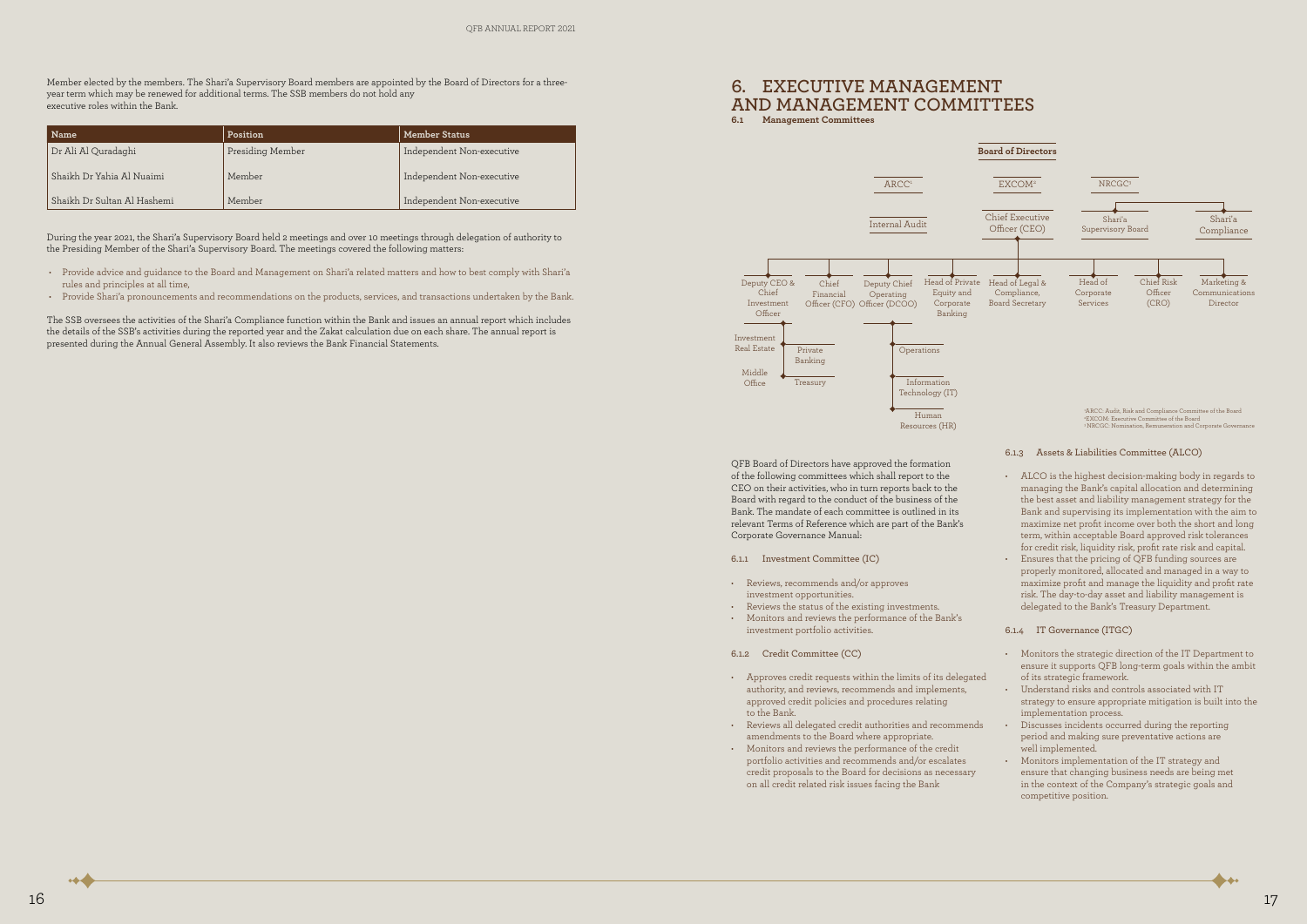Member elected by the members. The Shari'a Supervisory Board members are appointed by the Board of Directors for a three-year term which may be renewed for additional terms. The SSB members do not hold any executive roles within the Bank.

| Name | Position | Member Status |
|---|---|---|
| Dr Ali Al Quradaghi | Presiding Member | Independent Non-executive |
| Shaikh Dr Yahia Al Nuaimi | Member | Independent Non-executive |
| Shaikh Dr Sultan Al Hashemi | Member | Independent Non-executive |

During the year 2021, the Shari'a Supervisory Board held 2 meetings and over 10 meetings through delegation of authority to the Presiding Member of the Shari'a Supervisory Board. The meetings covered the following matters:

- Provide advice and guidance to the Board and Management on Shari'a related matters and how to best comply with Shari'a rules and principles at all time,
- Provide Shari'a pronouncements and recommendations on the products, services, and transactions undertaken by the Bank.

The SSB oversees the activities of the Shari'a Compliance function within the Bank and issues an annual report which includes the details of the SSB's activities during the reported year and the Zakat calculation due on each share. The annual report is presented during the Annual General Assembly. It also reviews the Bank Financial Statements.

# 6. EXECUTIVE MANAGEMENT AND MANAGEMENT COMMITTEES

## 6.1 Management Committees

Board of Directors

ARCC[1]

EXCOM[2]

NRCGC[3]

Internal Audit

Chief Executive Officer (CEO)

Shari'a Supervisory Board

Shari'a Compliance

Deputy CEO & Chief Investment Officer

Chief Financial Officer (CFO)

Deputy Chief Operating Officer (DCOO)

Head of Private Equity and Corporate Banking

Head of Legal & Compliance, Board Secretary

Head of Corporate Services

Chief Risk Officer (CRO)

Marketing & Communications Director

Investment Real Estate

Private Banking

Middle Office

Treasury

Operations

Information Technology (IT)

Human Resources (HR)

[1] ARCC: Audit, Risk and Compliance Committee of the Board
[2] EXCOM: Executive Committee of the Board
[3] NRCGC: Nomination, Remuneration and Corporate Governance

QFB Board of Directors have approved the formation of the following committees which shall report to the CEO on their activities, who in turn reports back to the Board with regard to the conduct of the business of the Bank. The mandate of each committee is outlined in its relevant Terms of Reference which are part of the Bank's Corporate Governance Manual:

### 6.1.1 Investment Committee (IC)

- Reviews, recommends and/or approves investment opportunities.
- Reviews the status of the existing investments.
- Monitors and reviews the performance of the Bank's investment portfolio activities.

### 6.1.2 Credit Committee (CC)

- Approves credit requests within the limits of its delegated authority, and reviews, recommends and implements, approved credit policies and procedures relating to the Bank.
- Reviews all delegated credit authorities and recommends amendments to the Board where appropriate.
- Monitors and reviews the performance of the credit portfolio activities and recommends and/or escalates credit proposals to the Board for decisions as necessary on all credit related risk issues facing the Bank

### 6.1.3 Assets & Liabilities Committee (ALCO)

- ALCO is the highest decision-making body in regards to managing the Bank's capital allocation and determining the best asset and liability management strategy for the Bank and supervising its implementation with the aim to maximize net profit income over both the short and long term, within acceptable Board approved risk tolerances for credit risk, liquidity risk, profit rate risk and capital.
- Ensures that the pricing of QFB funding sources are properly monitored, allocated and managed in a way to maximize profit and manage the liquidity and profit rate risk. The day-to-day asset and liability management is delegated to the Bank's Treasury Department.

### 6.1.4 IT Governance (ITGC)

- Monitors the strategic direction of the IT Department to ensure it supports QFB long-term goals within the ambit of its strategic framework.
- Understand risks and controls associated with IT strategy to ensure appropriate mitigation is built into the implementation process.
- Discusses incidents occurred during the reporting period and making sure preventative actions are well implemented.
- Monitors implementation of the IT strategy and ensure that changing business needs are being met in the context of the Company's strategic goals and competitive position.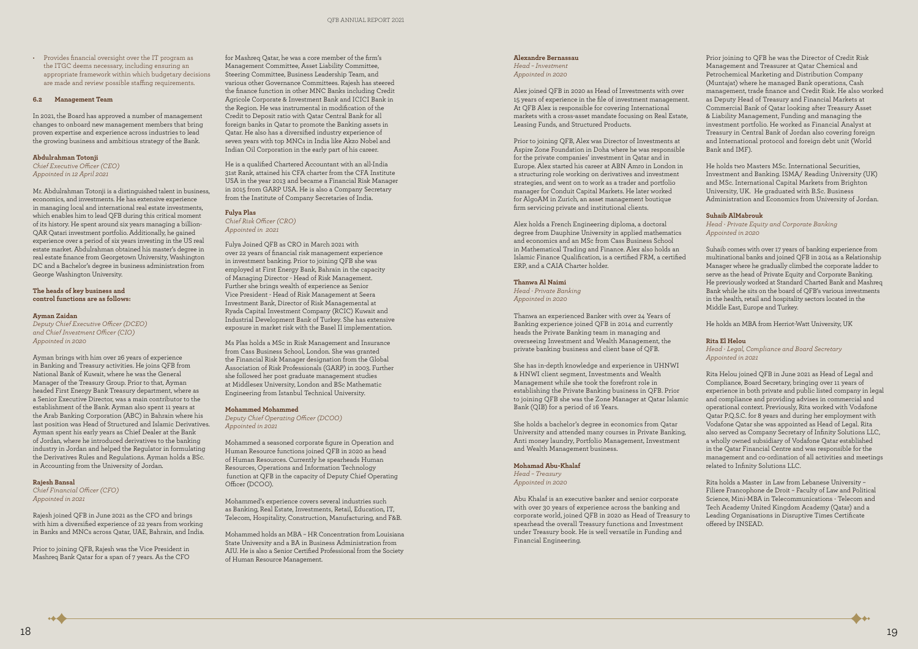- Provides financial oversight over the IT program as the ITGC deems necessary, including ensuring an appropriate framework within which budgetary decisions are made and review possible staffing requirements.

### 6.2 Management Team

In 2021, the Board has approved a number of management changes to onboard new management members that bring proven expertise and experience across industries to lead the growing business and ambitious strategy of the Bank.

**Abdulrahman Totonji**
*Chief Executive Officer (CEO)*
*Appointed in 12 April 2021*

Mr. Abdulrahman Totonji is a distinguished talent in business, economics, and investments. He has extensive experience in managing local and international real estate investments, which enables him to lead QFB during this critical moment of its history. He spent around six years managing a billion-QAR Qatari investment portfolio. Additionally, he gained experience over a period of six years investing in the US real estate market. Abdulrahman obtained his master's degree in real estate finance from Georgetown University, Washington DC and a Bachelor's degree in business administration from George Washington University.

**The heads of key business and control functions are as follows:**

**Ayman Zaidan**
*Deputy Chief Executive Officer (DCEO) and Chief Investment Officer (CIO)*
*Appointed in 2020*

Ayman brings with him over 26 years of experience in Banking and Treasury activities. He joins QFB from National Bank of Kuwait, where he was the General Manager of the Treasury Group. Prior to that, Ayman headed First Energy Bank Treasury department, where as a Senior Executive Director, was a main contributor to the establishment of the Bank. Ayman also spent 11 years at the Arab Banking Corporation (ABC) in Bahrain where his last position was Head of Structured and Islamic Derivatives. Ayman spent his early years as Chief Dealer at the Bank of Jordan, where he introduced derivatives to the banking industry in Jordan and helped the Regulator in formulating the Derivatives Rules and Regulations. Ayman holds a BSc. in Accounting from the University of Jordan.

**Rajesh Bansal**
*Chief Financial Officer (CFO)*
*Appointed in 2021*

Rajesh joined QFB in June 2021 as the CFO and brings with him a diversified experience of 22 years from working in Banks and MNCs across Qatar, UAE, Bahrain, and India.

Prior to joining QFB, Rajesh was the Vice President in Mashreq Bank Qatar for a span of 7 years. As the CFO for Mashreq Qatar, he was a core member of the firm's Management Committee, Asset Liability Committee, Steering Committee, Business Leadership Team, and various other Governance Committees. Rajesh has steered the finance function in other MNC Banks including Credit Agricole Corporate & Investment Bank and ICICI Bank in the Region. He was instrumental in modification of the Credit to Deposit ratio with Qatar Central Bank for all foreign banks in Qatar to promote the Banking assets in Qatar. He also has a diversified industry experience of seven years with top MNCs in India like Akzo Nobel and Indian Oil Corporation in the early part of his career.

He is a qualified Chartered Accountant with an all-India 31st Rank, attained his CFA charter from the CFA Institute USA in the year 2013 and became a Financial Risk Manager in 2015 from GARP USA. He is also a Company Secretary from the Institute of Company Secretaries of India.

**Fulya Plas**
*Chief Risk Officer (CRO)*
*Appointed in 2021*

Fulya Joined QFB as CRO in March 2021 with over 22 years of financial risk management experience in investment banking. Prior to joining QFB she was employed at First Energy Bank, Bahrain in the capacity of Managing Director - Head of Risk Management. Further she brings wealth of experience as Senior Vice President - Head of Risk Management at Seera Investment Bank, Director of Risk Managemental at Ryada Capital Investment Company (RCIC) Kuwait and Industrial Development Bank of Turkey. She has extensive exposure in market risk with the Basel II implementation.

Ms Plas holds a MSc in Risk Management and Insurance from Cass Business School, London. She was granted the Financial Risk Manager designation from the Global Association of Risk Professionals (GARP) in 2003. Further she followed her post graduate management studies at Middlesex University, London and BSc Mathematic Engineering from Istanbul Technical University.

**Mohammed Mohammed**
*Deputy Chief Operating Officer (DCOO)*
*Appointed in 2021*

Mohammed a seasoned corporate figure in Operation and Human Resource functions joined QFB in 2020 as head of Human Resources. Currently he spearheads Human Resources, Operations and Information Technology function at QFB in the capacity of Deputy Chief Operating Officer (DCOO).

Mohammed's experience covers several industries such as Banking, Real Estate, Investments, Retail, Education, IT, Telecom, Hospitality, Construction, Manufacturing, and F&B.

Mohammed holds an MBA – HR Concentration from Louisiana State University and a BA in Business Administration from AIU. He is also a Senior Certified Professional from the Society of Human Resource Management.

**Alexandre Bernassau**
*Head – Investment*
*Appointed in 2020*

Alex joined QFB in 2020 as Head of Investments with over 15 years of experience in the file of investment management. At QFB Alex is responsible for covering International markets with a cross-asset mandate focusing on Real Estate, Leasing Funds, and Structured Products.

Prior to joining QFB, Alex was Director of Investments at Aspire Zone Foundation in Doha where he was responsible for the private companies' investment in Qatar and in Europe. Alex started his career at ABN Amro in London in a structuring role working on derivatives and investment strategies, and went on to work as a trader and portfolio manager for Conduit Capital Markets. He later worked for AlgoAM in Zurich, an asset management boutique firm servicing private and institutional clients.

Alex holds a French Engineering diploma, a doctoral degree from Dauphine University in applied mathematics and economics and an MSc from Cass Business School in Mathematical Trading and Finance. Alex also holds an Islamic Finance Qualification, is a certified FRM, a certified ERP, and a CAIA Charter holder.

**Thanwa Al Naimi**
*Head - Private Banking*
*Appointed in 2020*

Thanwa an experienced Banker with over 24 Years of Banking experience joined QFB in 2014 and currently heads the Private Banking team in managing and overseeing Investment and Wealth Management, the private banking business and client base of QFB.

She has in-depth knowledge and experience in UHNWI & HNWI client segment, Investments and Wealth Management while she took the forefront role in establishing the Private Banking business in QFB. Prior to joining QFB she was the Zone Manager at Qatar Islamic Bank (QIB) for a period of 16 Years.

She holds a bachelor's degree in economics from Qatar University and attended many courses in Private Banking, Anti money laundry, Portfolio Management, Investment and Wealth Management business.

**Mohamad Abu-Khalaf**
*Head – Treasury*
*Appointed in 2020*

Abu Khalaf is an executive banker and senior corporate with over 30 years of experience across the banking and corporate world, joined QFB in 2020 as Head of Treasury to spearhead the overall Treasury functions and Investment under Treasury book. He is well versatile in Funding and Financial Engineering.

Prior joining to QFB he was the Director of Credit Risk Management and Treasurer at Qatar Chemical and Petrochemical Marketing and Distribution Company (Muntajat) where he managed Bank operations, Cash management, trade finance and Credit Risk. He also worked as Deputy Head of Treasury and Financial Markets at Commercial Bank of Qatar looking after Treasury Asset & Liability Management, Funding and managing the investment portfolio. He worked as Financial Analyst at Treasury in Central Bank of Jordan also covering foreign and International protocol and foreign debt unit (World Bank and IMF).

He holds two Masters MSc. International Securities, Investment and Banking. ISMA/ Reading University (UK) and MSc. International Capital Markets from Brighton University, UK. He graduated with B.Sc. Business Administration and Economics from University of Jordan.

**Suhaib AlMabrouk**
*Head - Private Equity and Corporate Banking*
*Appointed in 2020*

Suhaib comes with over 17 years of banking experience from multinational banks and joined QFB in 2014 as a Relationship Manager where he gradually climbed the corporate ladder to serve as the head of Private Equity and Corporate Banking. He previously worked at Standard Charted Bank and Mashreq Bank while he sits on the board of QFB's various investments in the health, retail and hospitality sectors located in the Middle East, Europe and Turkey.

He holds an MBA from Herriot-Watt University, UK

**Rita El Helou**
*Head - Legal, Compliance and Board Secretary*
*Appointed in 2021*

Rita Helou joined QFB in June 2021 as Head of Legal and Compliance, Board Secretary, bringing over 11 years of experience in both private and public listed company in legal and compliance and providing advises in commercial and operational context. Previously, Rita worked with Vodafone Qatar P.Q.S.C. for 8 years and during her employment with Vodafone Qatar she was appointed as Head of Legal. Rita also served as Company Secretary of Infinity Solutions LLC, a wholly owned subsidiary of Vodafone Qatar established in the Qatar Financial Centre and was responsible for the management and co-ordination of all activities and meetings related to Infinity Solutions LLC.

Rita holds a Master in Law from Lebanese University – Filiere Francophone de Droit – Faculty of Law and Political Science, Mini-MBA in Telecommunications - Telecom and Tech Academy United Kingdom Academy (Qatar) and a Leading Organisations in Disruptive Times Certificate offered by INSEAD.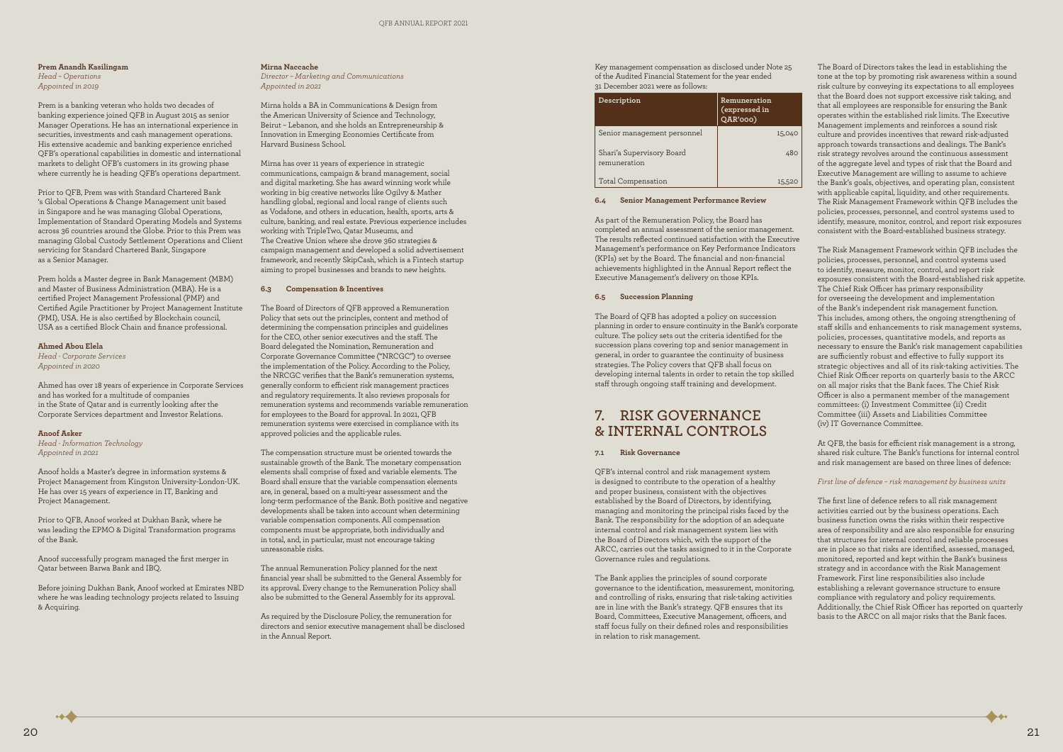**Prem Anandh Kasilingam**
*Head – Operations*
*Appointed in 2019*

Prem is a banking veteran who holds two decades of banking experience joined QFB in August 2015 as senior Manager Operations. He has an international experience in securities, investments and cash management operations. His extensive academic and banking experience enriched QFB's operational capabilities in domestic and international markets to delight QFB's customers in its growing phase where currently he is heading QFB's operations department.

Prior to QFB, Prem was with Standard Chartered Bank 's Global Operations & Change Management unit based in Singapore and he was managing Global Operations, Implementation of Standard Operating Models and Systems across 36 countries around the Globe. Prior to this Prem was managing Global Custody Settlement Operations and Client servicing for Standard Chartered Bank, Singapore as a Senior Manager.

Prem holds a Master degree in Bank Management (MBM) and Master of Business Administration (MBA). He is a certified Project Management Professional (PMP) and Certified Agile Practitioner by Project Management Institute (PMI), USA. He is also certified by Blockchain council, USA as a certified Block Chain and finance professional.

**Ahmed Abou Elela**
*Head - Corporate Services*
*Appointed in 2020*

Ahmed has over 18 years of experience in Corporate Services and has worked for a multitude of companies in the State of Qatar and is currently looking after the Corporate Services department and Investor Relations.

**Anoof Asker**
*Head - Information Technology*
*Appointed in 2021*

Anoof holds a Master's degree in information systems & Project Management from Kingston University-London-UK. He has over 15 years of experience in IT, Banking and Project Management.

Prior to QFB, Anoof worked at Dukhan Bank, where he was leading the EPMO & Digital Transformation programs of the Bank.

Anoof successfully program managed the first merger in Qatar between Barwa Bank and IBQ.

Before joining Dukhan Bank, Anoof worked at Emirates NBD where he was leading technology projects related to Issuing & Acquiring.

**Mirna Naccache**
*Director – Marketing and Communications*
*Appointed in 2021*

Mirna holds a BA in Communications & Design from the American University of Science and Technology, Beirut – Lebanon, and she holds an Entrepreneurship & Innovation in Emerging Economies Certificate from Harvard Business School.

Mirna has over 11 years of experience in strategic communications, campaign & brand management, social and digital marketing. She has award winning work while working in big creative networks like Ogilvy & Mather handling global, regional and local range of clients such as Vodafone, and others in education, health, sports, arts & culture, banking, and real estate. Previous experience includes working with TripleTwo, Qatar Museums, and The Creative Union where she drove 360 strategies & campaign management and developed a solid advertisement framework, and recently SkipCash, which is a Fintech startup aiming to propel businesses and brands to new heights.

### 6.3 Compensation & Incentives

The Board of Directors of QFB approved a Remuneration Policy that sets out the principles, content and method of determining the compensation principles and guidelines for the CEO, other senior executives and the staff. The Board delegated the Nomination, Remuneration and Corporate Governance Committee ("NRCGC") to oversee the implementation of the Policy. According to the Policy, the NRCGC verifies that the Bank's remuneration systems, generally conform to efficient risk management practices and regulatory requirements. It also reviews proposals for remuneration systems and recommends variable remuneration for employees to the Board for approval. In 2021, QFB remuneration systems were exercised in compliance with its approved policies and the applicable rules.

The compensation structure must be oriented towards the sustainable growth of the Bank. The monetary compensation elements shall comprise of fixed and variable elements. The Board shall ensure that the variable compensation elements are, in general, based on a multi-year assessment and the long-term performance of the Bank. Both positive and negative developments shall be taken into account when determining variable compensation components. All compensation components must be appropriate, both individually and in total, and, in particular, must not encourage taking unreasonable risks.

The annual Remuneration Policy planned for the next financial year shall be submitted to the General Assembly for its approval. Every change to the Remuneration Policy shall also be submitted to the General Assembly for its approval.

As required by the Disclosure Policy, the remuneration for directors and senior executive management shall be disclosed in the Annual Report.

Key management compensation as disclosed under Note 25 of the Audited Financial Statement for the year ended 31 December 2021 were as follows:

| Description | Remuneration (expressed in QAR'000) |
|---|---|
| Senior management personnel | 15,040 |
| Shari'a Supervisory Board remuneration | 480 |
| Total Compensation | 15,520 |

### 6.4 Senior Management Performance Review

As part of the Remuneration Policy, the Board has completed an annual assessment of the senior management. The results reflected continued satisfaction with the Executive Management's performance on Key Performance Indicators (KPIs) set by the Board. The financial and non-financial achievements highlighted in the Annual Report reflect the Executive Management's delivery on those KPIs.

### 6.5 Succession Planning

The Board of QFB has adopted a policy on succession planning in order to ensure continuity in the Bank's corporate culture. The policy sets out the criteria identified for the succession plans covering top and senior management in general, in order to guarantee the continuity of business strategies. The Policy covers that QFB shall focus on developing internal talents in order to retain the top skilled staff through ongoing staff training and development.

## 7. RISK GOVERNANCE & INTERNAL CONTROLS

### 7.1 Risk Governance

QFB's internal control and risk management system is designed to contribute to the operation of a healthy and proper business, consistent with the objectives established by the Board of Directors, by identifying, managing and monitoring the principal risks faced by the Bank. The responsibility for the adoption of an adequate internal control and risk management system lies with the Board of Directors which, with the support of the ARCC, carries out the tasks assigned to it in the Corporate Governance rules and regulations.

The Bank applies the principles of sound corporate governance to the identification, measurement, monitoring, and controlling of risks, ensuring that risk-taking activities are in line with the Bank's strategy. QFB ensures that its Board, Committees, Executive Management, officers, and staff focus fully on their defined roles and responsibilities in relation to risk management.

The Board of Directors takes the lead in establishing the tone at the top by promoting risk awareness within a sound risk culture by conveying its expectations to all employees that the Board does not support excessive risk taking, and that all employees are responsible for ensuring the Bank operates within the established risk limits. The Executive Management implements and reinforces a sound risk culture and provides incentives that reward risk-adjusted approach towards transactions and dealings. The Bank's risk strategy revolves around the continuous assessment of the aggregate level and types of risk that the Board and Executive Management are willing to assume to achieve the Bank's goals, objectives, and operating plan, consistent with applicable capital, liquidity, and other requirements. The Risk Management Framework within QFB includes the policies, processes, personnel, and control systems used to identify, measure, monitor, control, and report risk exposures consistent with the Board-established business strategy.

The Risk Management Framework within QFB includes the policies, processes, personnel, and control systems used to identify, measure, monitor, control, and report risk exposures consistent with the Board-established risk appetite. The Chief Risk Officer has primary responsibility for overseeing the development and implementation of the Bank's independent risk management function. This includes, among others, the ongoing strengthening of staff skills and enhancements to risk management systems, policies, processes, quantitative models, and reports as necessary to ensure the Bank's risk management capabilities are sufficiently robust and effective to fully support its strategic objectives and all of its risk-taking activities. The Chief Risk Officer reports on quarterly basis to the ARCC on all major risks that the Bank faces. The Chief Risk Officer is also a permanent member of the management committees: (i) Investment Committee (ii) Credit Committee (iii) Assets and Liabilities Committee (iv) IT Governance Committee.

At QFB, the basis for efficient risk management is a strong, shared risk culture. The Bank's functions for internal control and risk management are based on three lines of defence:

*First line of defence – risk management by business units*

The first line of defence refers to all risk management activities carried out by the business operations. Each business function owns the risks within their respective area of responsibility and are also responsible for ensuring that structures for internal control and reliable processes are in place so that risks are identified, assessed, managed, monitored, reported and kept within the Bank's business strategy and in accordance with the Risk Management Framework. First line responsibilities also include establishing a relevant governance structure to ensure compliance with regulatory and policy requirements. Additionally, the Chief Risk Officer has reported on quarterly basis to the ARCC on all major risks that the Bank faces.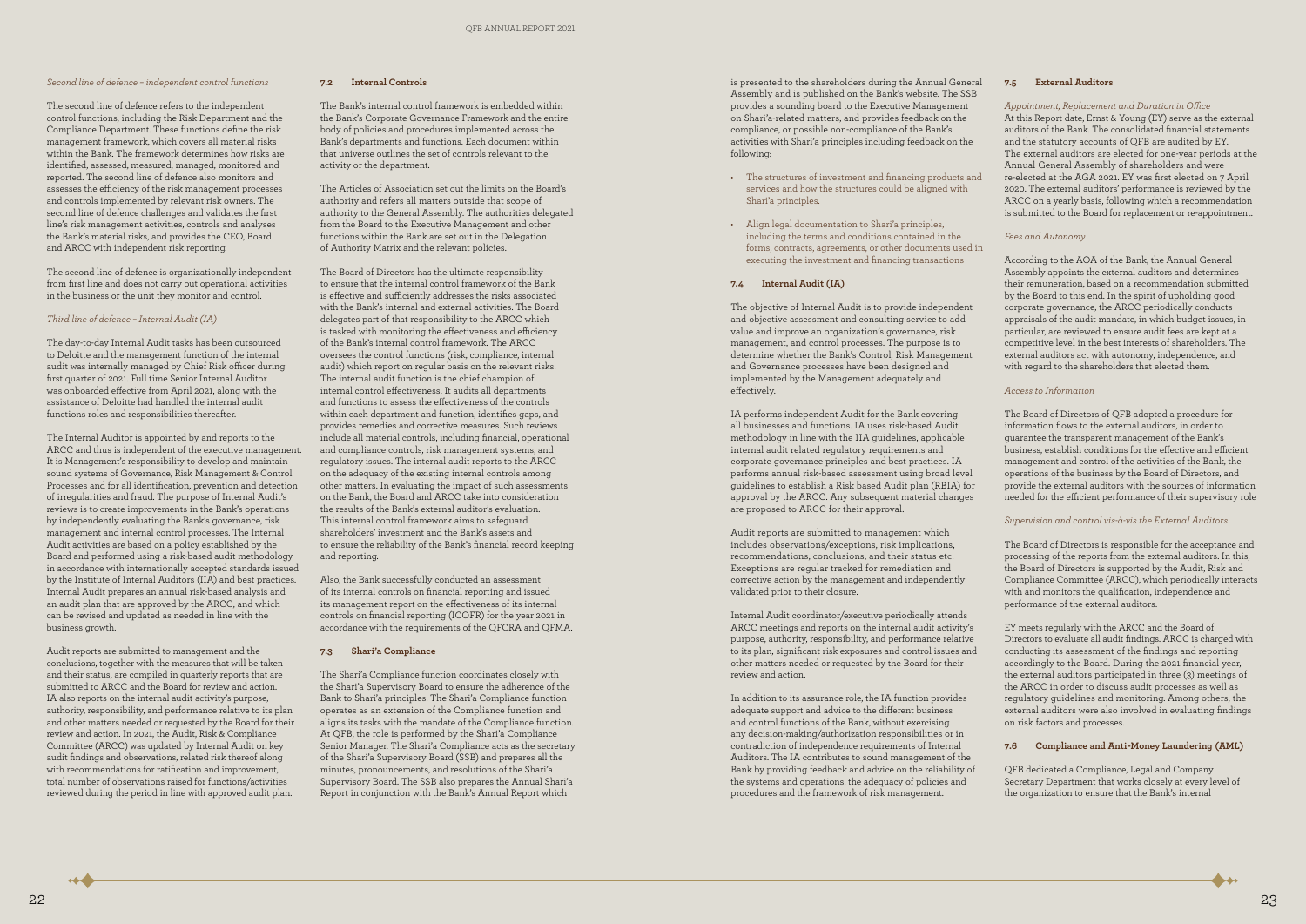*Second line of defence – independent control functions*

The second line of defence refers to the independent control functions, including the Risk Department and the Compliance Department. These functions define the risk management framework, which covers all material risks within the Bank. The framework determines how risks are identified, assessed, measured, managed, monitored and reported. The second line of defence also monitors and assesses the efficiency of the risk management processes and controls implemented by relevant risk owners. The second line of defence challenges and validates the first line's risk management activities, controls and analyses the Bank's material risks, and provides the CEO, Board and ARCC with independent risk reporting.

The second line of defence is organizationally independent from first line and does not carry out operational activities in the business or the unit they monitor and control.

*Third line of defence – Internal Audit (IA)*

The day-to-day Internal Audit tasks has been outsourced to Deloitte and the management function of the internal audit was internally managed by Chief Risk officer during first quarter of 2021. Full time Senior Internal Auditor was onboarded effective from April 2021, along with the assistance of Deloitte had handled the internal audit functions roles and responsibilities thereafter.

The Internal Auditor is appointed by and reports to the ARCC and thus is independent of the executive management. It is Management's responsibility to develop and maintain sound systems of Governance, Risk Management & Control Processes and for all identification, prevention and detection of irregularities and fraud. The purpose of Internal Audit's reviews is to create improvements in the Bank's operations by independently evaluating the Bank's governance, risk management and internal control processes. The Internal Audit activities are based on a policy established by the Board and performed using a risk-based audit methodology in accordance with internationally accepted standards issued by the Institute of Internal Auditors (IIA) and best practices. Internal Audit prepares an annual risk-based analysis and an audit plan that are approved by the ARCC, and which can be revised and updated as needed in line with the business growth.

Audit reports are submitted to management and the conclusions, together with the measures that will be taken and their status, are compiled in quarterly reports that are submitted to ARCC and the Board for review and action. IA also reports on the internal audit activity's purpose, authority, responsibility, and performance relative to its plan and other matters needed or requested by the Board for their review and action. In 2021, the Audit, Risk & Compliance Committee (ARCC) was updated by Internal Audit on key audit findings and observations, related risk thereof along with recommendations for ratification and improvement, total number of observations raised for functions/activities reviewed during the period in line with approved audit plan.

## 7.2 Internal Controls

The Bank's internal control framework is embedded within the Bank's Corporate Governance Framework and the entire body of policies and procedures implemented across the Bank's departments and functions. Each document within that universe outlines the set of controls relevant to the activity or the department.

The Articles of Association set out the limits on the Board's authority and refers all matters outside that scope of authority to the General Assembly. The authorities delegated from the Board to the Executive Management and other functions within the Bank are set out in the Delegation of Authority Matrix and the relevant policies.

The Board of Directors has the ultimate responsibility to ensure that the internal control framework of the Bank is effective and sufficiently addresses the risks associated with the Bank's internal and external activities. The Board delegates part of that responsibility to the ARCC which is tasked with monitoring the effectiveness and efficiency of the Bank's internal control framework. The ARCC oversees the control functions (risk, compliance, internal audit) which report on regular basis on the relevant risks. The internal audit function is the chief champion of internal control effectiveness. It audits all departments and functions to assess the effectiveness of the controls within each department and function, identifies gaps, and provides remedies and corrective measures. Such reviews include all material controls, including financial, operational and compliance controls, risk management systems, and regulatory issues. The internal audit reports to the ARCC on the adequacy of the existing internal controls among other matters. In evaluating the impact of such assessments on the Bank, the Board and ARCC take into consideration the results of the Bank's external auditor's evaluation. This internal control framework aims to safeguard shareholders' investment and the Bank's assets and to ensure the reliability of the Bank's financial record keeping and reporting.

Also, the Bank successfully conducted an assessment of its internal controls on financial reporting and issued its management report on the effectiveness of its internal controls on financial reporting (ICOFR) for the year 2021 in accordance with the requirements of the QFCRA and QFMA.

## 7.3 Shari'a Compliance

The Shari'a Compliance function coordinates closely with the Shari'a Supervisory Board to ensure the adherence of the Bank to Shari'a principles. The Shari'a Compliance function operates as an extension of the Compliance function and aligns its tasks with the mandate of the Compliance function. At QFB, the role is performed by the Shari'a Compliance Senior Manager. The Shari'a Compliance acts as the secretary of the Shari'a Supervisory Board (SSB) and prepares all the minutes, pronouncements, and resolutions of the Shari'a Supervisory Board. The SSB also prepares the Annual Shari'a Report in conjunction with the Bank's Annual Report which is presented to the shareholders during the Annual General Assembly and is published on the Bank's website. The SSB provides a sounding board to the Executive Management on Shari'a-related matters, and provides feedback on the compliance, or possible non-compliance of the Bank's activities with Shari'a principles including feedback on the following:

- The structures of investment and financing products and services and how the structures could be aligned with Shari'a principles.
- Align legal documentation to Shari'a principles, including the terms and conditions contained in the forms, contracts, agreements, or other documents used in executing the investment and financing transactions

## 7.4 Internal Audit (IA)

The objective of Internal Audit is to provide independent and objective assessment and consulting service to add value and improve an organization's governance, risk management, and control processes. The purpose is to determine whether the Bank's Control, Risk Management and Governance processes have been designed and implemented by the Management adequately and effectively.

IA performs independent Audit for the Bank covering all businesses and functions. IA uses risk-based Audit methodology in line with the IIA guidelines, applicable internal audit related regulatory requirements and corporate governance principles and best practices. IA performs annual risk-based assessment using broad level guidelines to establish a Risk based Audit plan (RBIA) for approval by the ARCC. Any subsequent material changes are proposed to ARCC for their approval.

Audit reports are submitted to management which includes observations/exceptions, risk implications, recommendations, conclusions, and their status etc. Exceptions are regular tracked for remediation and corrective action by the management and independently validated prior to their closure.

Internal Audit coordinator/executive periodically attends ARCC meetings and reports on the internal audit activity's purpose, authority, responsibility, and performance relative to its plan, significant risk exposures and control issues and other matters needed or requested by the Board for their review and action.

In addition to its assurance role, the IA function provides adequate support and advice to the different business and control functions of the Bank, without exercising any decision-making/authorization responsibilities or in contradiction of independence requirements of Internal Auditors. The IA contributes to sound management of the Bank by providing feedback and advice on the reliability of the systems and operations, the adequacy of policies and procedures and the framework of risk management.

## 7.5 External Auditors

*Appointment, Replacement and Duration in Office*

At this Report date, Ernst & Young (EY) serve as the external auditors of the Bank. The consolidated financial statements and the statutory accounts of QFB are audited by EY. The external auditors are elected for one-year periods at the Annual General Assembly of shareholders and were re-elected at the AGA 2021. EY was first elected on 7 April 2020. The external auditors' performance is reviewed by the ARCC on a yearly basis, following which a recommendation is submitted to the Board for replacement or re-appointment.

*Fees and Autonomy*

According to the AOA of the Bank, the Annual General Assembly appoints the external auditors and determines their remuneration, based on a recommendation submitted by the Board to this end. In the spirit of upholding good corporate governance, the ARCC periodically conducts appraisals of the audit mandate, in which budget issues, in particular, are reviewed to ensure audit fees are kept at a competitive level in the best interests of shareholders. The external auditors act with autonomy, independence, and with regard to the shareholders that elected them.

*Access to Information*

The Board of Directors of QFB adopted a procedure for information flows to the external auditors, in order to guarantee the transparent management of the Bank's business, establish conditions for the effective and efficient management and control of the activities of the Bank, the operations of the business by the Board of Directors, and provide the external auditors with the sources of information needed for the efficient performance of their supervisory role

*Supervision and control vis-à-vis the External Auditors*

The Board of Directors is responsible for the acceptance and processing of the reports from the external auditors. In this, the Board of Directors is supported by the Audit, Risk and Compliance Committee (ARCC), which periodically interacts with and monitors the qualification, independence and performance of the external auditors.

EY meets regularly with the ARCC and the Board of Directors to evaluate all audit findings. ARCC is charged with conducting its assessment of the findings and reporting accordingly to the Board. During the 2021 financial year, the external auditors participated in three (3) meetings of the ARCC in order to discuss audit processes as well as regulatory guidelines and monitoring. Among others, the external auditors were also involved in evaluating findings on risk factors and processes.

## 7.6 Compliance and Anti-Money Laundering (AML)

QFB dedicated a Compliance, Legal and Company Secretary Department that works closely at every level of the organization to ensure that the Bank's internal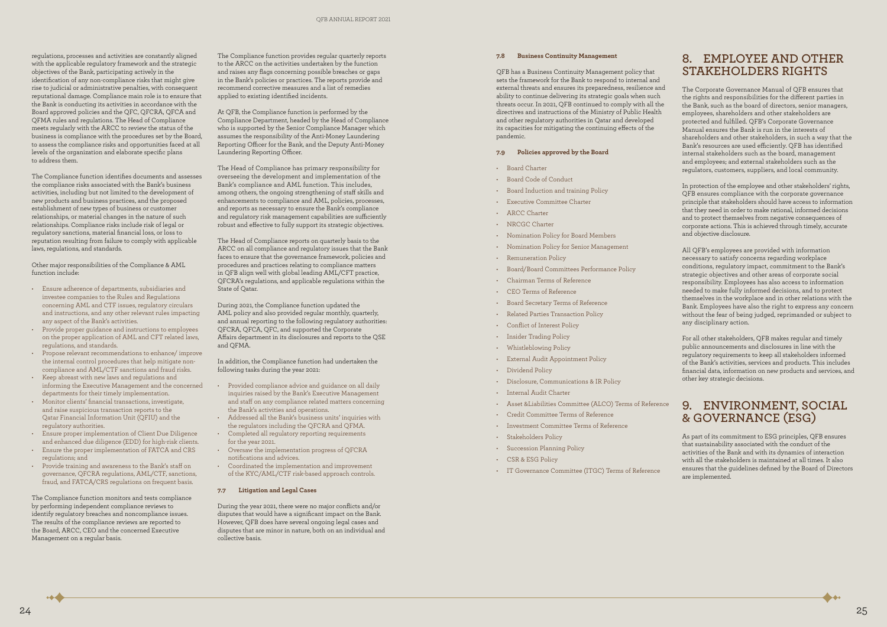regulations, processes and activities are constantly aligned with the applicable regulatory framework and the strategic objectives of the Bank, participating actively in the identification of any non-compliance risks that might give rise to judicial or administrative penalties, with consequent reputational damage. Compliance main role is to ensure that the Bank is conducting its activities in accordance with the Board approved policies and the QFC, QFCRA, QFCA and QFMA rules and regulations. The Head of Compliance meets regularly with the ARCC to review the status of the business is compliance with the procedures set by the Board, to assess the compliance risks and opportunities faced at all levels of the organization and elaborate specific plans to address them.

The Compliance function identifies documents and assesses the compliance risks associated with the Bank's business activities, including but not limited to the development of new products and business practices, and the proposed establishment of new types of business or customer relationships, or material changes in the nature of such relationships. Compliance risks include risk of legal or regulatory sanctions, material financial loss, or loss to reputation resulting from failure to comply with applicable laws, regulations, and standards.

Other major responsibilities of the Compliance & AML function include:

- Ensure adherence of departments, subsidiaries and investee companies to the Rules and Regulations concerning AML and CTF issues, regulatory circulars and instructions, and any other relevant rules impacting any aspect of the Bank's activities.
- Provide proper guidance and instructions to employees on the proper application of AML and CFT related laws, regulations, and standards.
- Propose relevant recommendations to enhance/ improve the internal control procedures that help mitigate non-compliance and AML/CTF sanctions and fraud risks.
- Keep abreast with new laws and regulations and informing the Executive Management and the concerned departments for their timely implementation.
- Monitor clients' financial transactions, investigate, and raise suspicious transaction reports to the Qatar Financial Information Unit (QFIU) and the regulatory authorities.
- Ensure proper implementation of Client Due Diligence and enhanced due diligence (EDD) for high-risk clients.
- Ensure the proper implementation of FATCA and CRS regulations; and
- Provide training and awareness to the Bank's staff on governance, QFCRA regulations, AML/CTF, sanctions, fraud, and FATCA/CRS regulations on frequent basis.

The Compliance function monitors and tests compliance by performing independent compliance reviews to identify regulatory breaches and noncompliance issues. The results of the compliance reviews are reported to the Board, ARCC, CEO and the concerned Executive Management on a regular basis.

The Compliance function provides regular quarterly reports to the ARCC on the activities undertaken by the function and raises any flags concerning possible breaches or gaps in the Bank's policies or practices. The reports provide and recommend corrective measures and a list of remedies applied to existing identified incidents.

At QFB, the Compliance function is performed by the Compliance Department, headed by the Head of Compliance who is supported by the Senior Compliance Manager which assumes the responsibility of the Anti-Money Laundering Reporting Officer for the Bank, and the Deputy Anti-Money Laundering Reporting Officer.

The Head of Compliance has primary responsibility for overseeing the development and implementation of the Bank's compliance and AML function. This includes, among others, the ongoing strengthening of staff skills and enhancements to compliance and AML, policies, processes, and reports as necessary to ensure the Bank's compliance and regulatory risk management capabilities are sufficiently robust and effective to fully support its strategic objectives.

The Head of Compliance reports on quarterly basis to the ARCC on all compliance and regulatory issues that the Bank faces to ensure that the governance framework, policies and procedures and practices relating to compliance matters in QFB align well with global leading AML/CFT practice, QFCRA's regulations, and applicable regulations within the State of Qatar.

During 2021, the Compliance function updated the AML policy and also provided regular monthly, quarterly, and annual reporting to the following regulatory authorities: QFCRA, QFCA, QFC, and supported the Corporate Affairs department in its disclosures and reports to the QSE and QFMA.

In addition, the Compliance function had undertaken the following tasks during the year 2021:

- Provided compliance advice and guidance on all daily inquiries raised by the Bank's Executive Management and staff on any compliance related matters concerning the Bank's activities and operations.
- Addressed all the Bank's business units' inquiries with the regulators including the QFCRA and QFMA.
- Completed all regulatory reporting requirements for the year 2021.
- Oversaw the implementation progress of QFCRA notifications and advices.
- Coordinated the implementation and improvement of the KYC/AML/CTF risk-based approach controls.

### 7.7 Litigation and Legal Cases

During the year 2021, there were no major conflicts and/or disputes that would have a significant impact on the Bank. However, QFB does have several ongoing legal cases and disputes that are minor in nature, both on an individual and collective basis.

### 7.8 Business Continuity Management

QFB has a Business Continuity Management policy that sets the framework for the Bank to respond to internal and external threats and ensures its preparedness, resilience and ability to continue delivering its strategic goals when such threats occur. In 2021, QFB continued to comply with all the directives and instructions of the Ministry of Public Health and other regulatory authorities in Qatar and developed its capacities for mitigating the continuing effects of the pandemic.

### 7.9 Policies approved by the Board

- Board Charter
- Board Code of Conduct
- Board Induction and training Policy
- Executive Committee Charter
- ARCC Charter
- NRCGC Charter
- Nomination Policy for Board Members
- Nomination Policy for Senior Management
- Remuneration Policy
- Board/Board Committees Performance Policy
- Chairman Terms of Reference
- CEO Terms of Reference
- Board Secretary Terms of Reference
- Related Parties Transaction Policy
- Conflict of Interest Policy
- Insider Trading Policy
- Whistleblowing Policy
- External Audit Appointment Policy
- Dividend Policy
- Disclosure, Communications & IR Policy
- Internal Audit Charter
- Asset &Liabilities Committee (ALCO) Terms of Reference
- Credit Committee Terms of Reference
- Investment Committee Terms of Reference
- Stakeholders Policy
- Succession Planning Policy
- CSR & ESG Policy
- IT Governance Committee (ITGC) Terms of Reference

# 8. EMPLOYEE AND OTHER STAKEHOLDERS RIGHTS

The Corporate Governance Manual of QFB ensures that the rights and responsibilities for the different parties in the Bank, such as the board of directors, senior managers, employees, shareholders and other stakeholders are protected and fulfilled. QFB's Corporate Governance Manual ensures the Bank is run in the interests of shareholders and other stakeholders, in such a way that the Bank's resources are used efficiently. QFB has identified internal stakeholders such as the board, management and employees; and external stakeholders such as the regulators, customers, suppliers, and local community.

In protection of the employee and other stakeholders' rights, QFB ensures compliance with the corporate governance principle that stakeholders should have access to information that they need in order to make rational, informed decisions and to protect themselves from negative consequences of corporate actions. This is achieved through timely, accurate and objective disclosure.

All QFB's employees are provided with information necessary to satisfy concerns regarding workplace conditions, regulatory impact, commitment to the Bank's strategic objectives and other areas of corporate social responsibility. Employees has also access to information needed to make fully informed decisions, and to protect themselves in the workplace and in other relations with the Bank. Employees have also the right to express any concern without the fear of being judged, reprimanded or subject to any disciplinary action.

For all other stakeholders, QFB makes regular and timely public announcements and disclosures in line with the regulatory requirements to keep all stakeholders informed of the Bank's activities, services and products. This includes financial data, information on new products and services, and other key strategic decisions.

# 9. ENVIRONMENT, SOCIAL & GOVERNANCE (ESG)

As part of its commitment to ESG principles, QFB ensures that sustainability associated with the conduct of the activities of the Bank and with its dynamics of interaction with all the stakeholders is maintained at all times. It also ensures that the guidelines defined by the Board of Directors are implemented.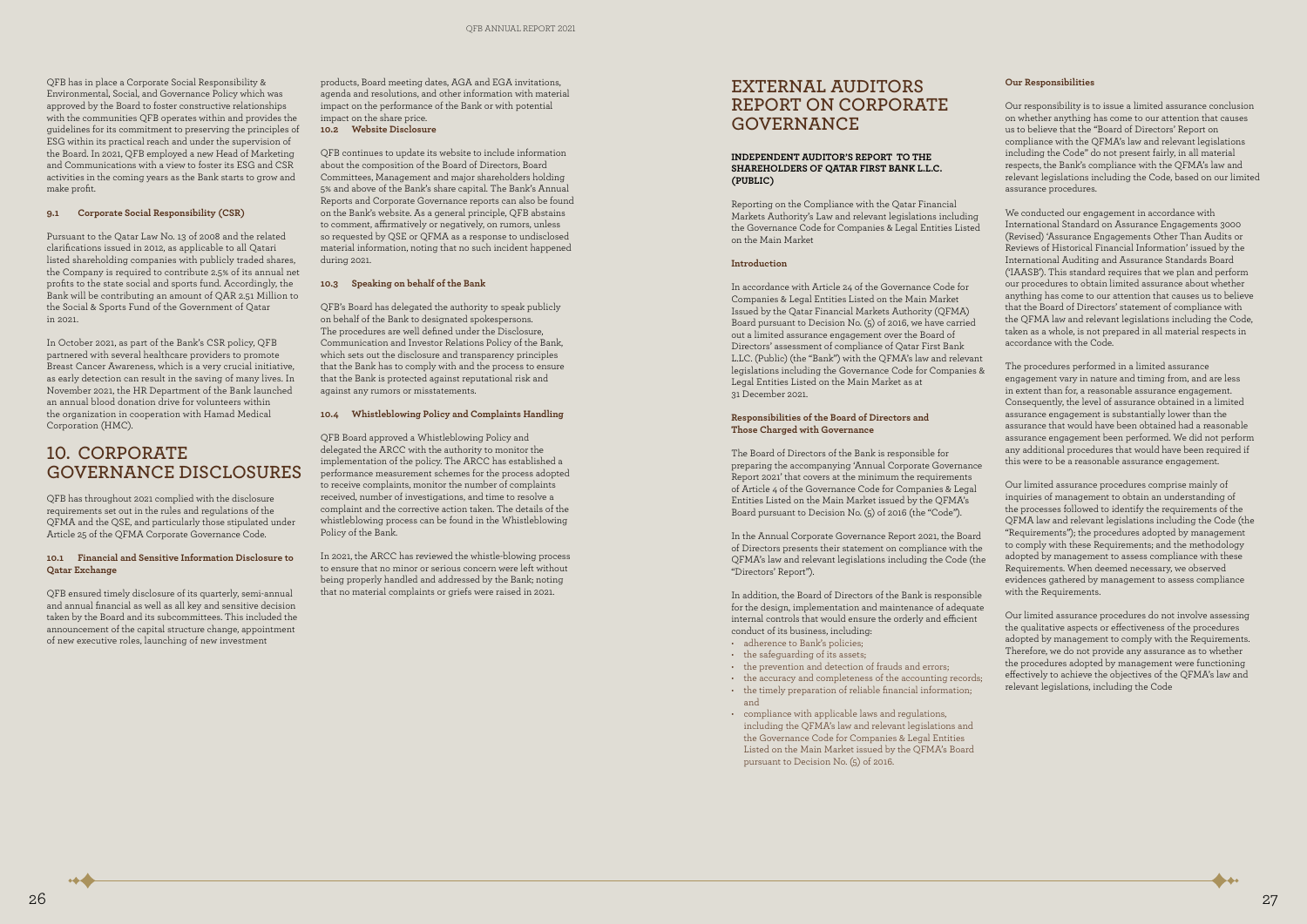QFB has in place a Corporate Social Responsibility & Environmental, Social, and Governance Policy which was approved by the Board to foster constructive relationships with the communities QFB operates within and provides the guidelines for its commitment to preserving the principles of ESG within its practical reach and under the supervision of the Board. In 2021, QFB employed a new Head of Marketing and Communications with a view to foster its ESG and CSR activities in the coming years as the Bank starts to grow and make profit.

### 9.1 Corporate Social Responsibility (CSR)

Pursuant to the Qatar Law No. 13 of 2008 and the related clarifications issued in 2012, as applicable to all Qatari listed shareholding companies with publicly traded shares, the Company is required to contribute 2.5% of its annual net profits to the state social and sports fund. Accordingly, the Bank will be contributing an amount of QAR 2.51 Million to the Social & Sports Fund of the Government of Qatar in 2021.

In October 2021, as part of the Bank's CSR policy, QFB partnered with several healthcare providers to promote Breast Cancer Awareness, which is a very crucial initiative, as early detection can result in the saving of many lives. In November 2021, the HR Department of the Bank launched an annual blood donation drive for volunteers within the organization in cooperation with Hamad Medical Corporation (HMC).

## 10. CORPORATE GOVERNANCE DISCLOSURES

QFB has throughout 2021 complied with the disclosure requirements set out in the rules and regulations of the QFMA and the QSE, and particularly those stipulated under Article 25 of the QFMA Corporate Governance Code.

### 10.1 Financial and Sensitive Information Disclosure to Qatar Exchange

QFB ensured timely disclosure of its quarterly, semi-annual and annual financial as well as all key and sensitive decision taken by the Board and its subcommittees. This included the announcement of the capital structure change, appointment of new executive roles, launching of new investment products, Board meeting dates, AGA and EGA invitations, agenda and resolutions, and other information with material impact on the performance of the Bank or with potential impact on the share price.

### 10.2 Website Disclosure

QFB continues to update its website to include information about the composition of the Board of Directors, Board Committees, Management and major shareholders holding 5% and above of the Bank's share capital. The Bank's Annual Reports and Corporate Governance reports can also be found on the Bank's website. As a general principle, QFB abstains to comment, affirmatively or negatively, on rumors, unless so requested by QSE or QFMA as a response to undisclosed material information, noting that no such incident happened during 2021.

### 10.3 Speaking on behalf of the Bank

QFB's Board has delegated the authority to speak publicly on behalf of the Bank to designated spokespersons. The procedures are well defined under the Disclosure, Communication and Investor Relations Policy of the Bank, which sets out the disclosure and transparency principles that the Bank has to comply with and the process to ensure that the Bank is protected against reputational risk and against any rumors or misstatements.

### 10.4 Whistleblowing Policy and Complaints Handling

QFB Board approved a Whistleblowing Policy and delegated the ARCC with the authority to monitor the implementation of the policy. The ARCC has established a performance measurement schemes for the process adopted to receive complaints, monitor the number of complaints received, number of investigations, and time to resolve a complaint and the corrective action taken. The details of the whistleblowing process can be found in the Whistleblowing Policy of the Bank.

In 2021, the ARCC has reviewed the whistle-blowing process to ensure that no minor or serious concern were left without being properly handled and addressed by the Bank; noting that no material complaints or griefs were raised in 2021.

# EXTERNAL AUDITORS REPORT ON CORPORATE GOVERNANCE

**INDEPENDENT AUDITOR'S REPORT TO THE SHAREHOLDERS OF QATAR FIRST BANK L.L.C. (PUBLIC)**

Reporting on the Compliance with the Qatar Financial Markets Authority's Law and relevant legislations including the Governance Code for Companies & Legal Entities Listed on the Main Market

**Introduction**

In accordance with Article 24 of the Governance Code for Companies & Legal Entities Listed on the Main Market Issued by the Qatar Financial Markets Authority (QFMA) Board pursuant to Decision No. (5) of 2016, we have carried out a limited assurance engagement over the Board of Directors' assessment of compliance of Qatar First Bank L.L.C. (Public) (the "Bank") with the QFMA's law and relevant legislations including the Governance Code for Companies & Legal Entities Listed on the Main Market as at 31 December 2021.

**Responsibilities of the Board of Directors and Those Charged with Governance**

The Board of Directors of the Bank is responsible for preparing the accompanying 'Annual Corporate Governance Report 2021' that covers at the minimum the requirements of Article 4 of the Governance Code for Companies & Legal Entities Listed on the Main Market issued by the QFMA's Board pursuant to Decision No. (5) of 2016 (the "Code").

In the Annual Corporate Governance Report 2021, the Board of Directors presents their statement on compliance with the QFMA's law and relevant legislations including the Code (the "Directors' Report").

In addition, the Board of Directors of the Bank is responsible for the design, implementation and maintenance of adequate internal controls that would ensure the orderly and efficient conduct of its business, including:

- adherence to Bank's policies;
- the safeguarding of its assets;
- the prevention and detection of frauds and errors;
- the accuracy and completeness of the accounting records;
- the timely preparation of reliable financial information; and
- compliance with applicable laws and regulations, including the QFMA's law and relevant legislations and the Governance Code for Companies & Legal Entities Listed on the Main Market issued by the QFMA's Board pursuant to Decision No. (5) of 2016.

**Our Responsibilities**

Our responsibility is to issue a limited assurance conclusion on whether anything has come to our attention that causes us to believe that the "Board of Directors' Report on compliance with the QFMA's law and relevant legislations including the Code" do not present fairly, in all material respects, the Bank's compliance with the QFMA's law and relevant legislations including the Code, based on our limited assurance procedures.

We conducted our engagement in accordance with International Standard on Assurance Engagements 3000 (Revised) 'Assurance Engagements Other Than Audits or Reviews of Historical Financial Information' issued by the International Auditing and Assurance Standards Board ('IAASB'). This standard requires that we plan and perform our procedures to obtain limited assurance about whether anything has come to our attention that causes us to believe that the Board of Directors' statement of compliance with the QFMA law and relevant legislations including the Code, taken as a whole, is not prepared in all material respects in accordance with the Code.

The procedures performed in a limited assurance engagement vary in nature and timing from, and are less in extent than for, a reasonable assurance engagement. Consequently, the level of assurance obtained in a limited assurance engagement is substantially lower than the assurance that would have been obtained had a reasonable assurance engagement been performed. We did not perform any additional procedures that would have been required if this were to be a reasonable assurance engagement.

Our limited assurance procedures comprise mainly of inquiries of management to obtain an understanding of the processes followed to identify the requirements of the QFMA law and relevant legislations including the Code (the "Requirements"); the procedures adopted by management to comply with these Requirements; and the methodology adopted by management to assess compliance with these Requirements. When deemed necessary, we observed evidences gathered by management to assess compliance with the Requirements.

Our limited assurance procedures do not involve assessing the qualitative aspects or effectiveness of the procedures adopted by management to comply with the Requirements. Therefore, we do not provide any assurance as to whether the procedures adopted by management were functioning effectively to achieve the objectives of the QFMA's law and relevant legislations, including the Code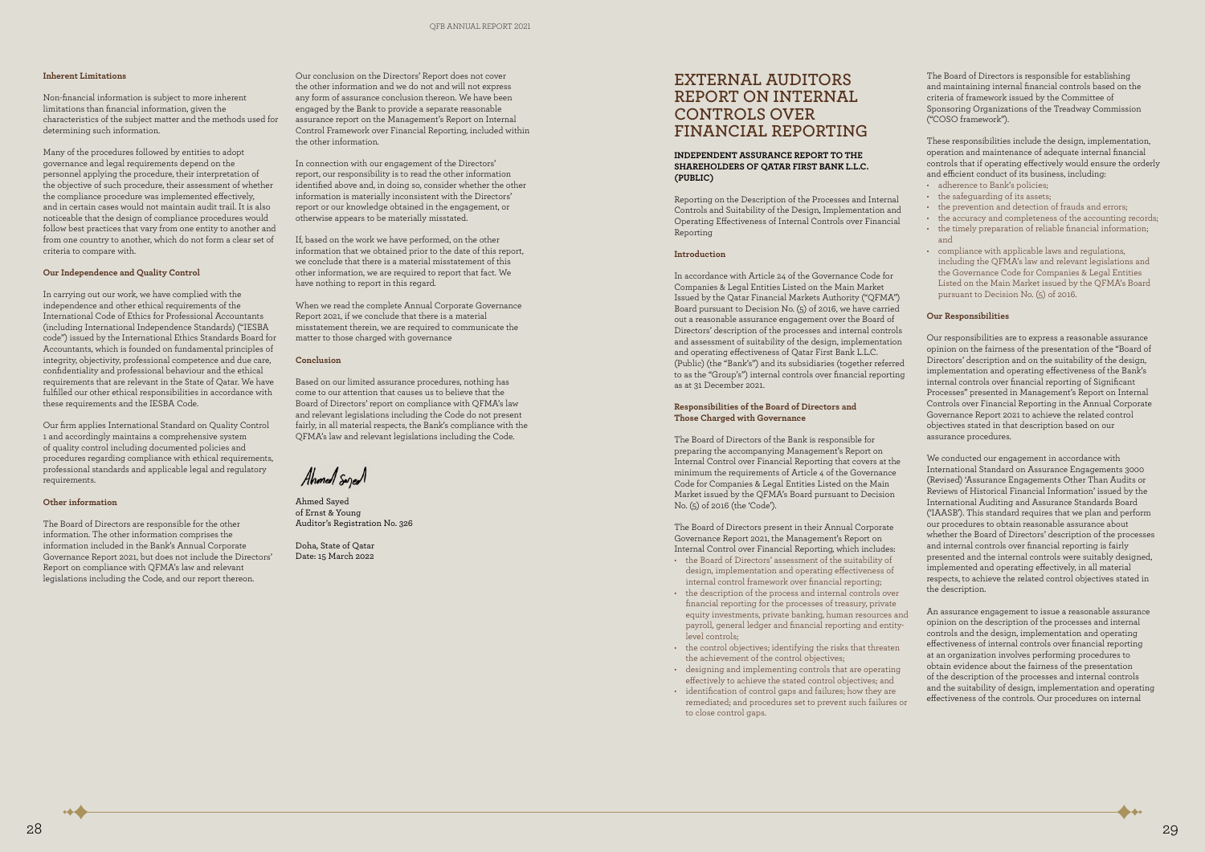### Inherent Limitations

Non-financial information is subject to more inherent limitations than financial information, given the characteristics of the subject matter and the methods used for determining such information.

Many of the procedures followed by entities to adopt governance and legal requirements depend on the personnel applying the procedure, their interpretation of the objective of such procedure, their assessment of whether the compliance procedure was implemented effectively, and in certain cases would not maintain audit trail. It is also noticeable that the design of compliance procedures would follow best practices that vary from one entity to another and from one country to another, which do not form a clear set of criteria to compare with.

### Our Independence and Quality Control

In carrying out our work, we have complied with the independence and other ethical requirements of the International Code of Ethics for Professional Accountants (including International Independence Standards) ("IESBA code") issued by the International Ethics Standards Board for Accountants, which is founded on fundamental principles of integrity, objectivity, professional competence and due care, confidentiality and professional behaviour and the ethical requirements that are relevant in the State of Qatar. We have fulfilled our other ethical responsibilities in accordance with these requirements and the IESBA Code.

Our firm applies International Standard on Quality Control 1 and accordingly maintains a comprehensive system of quality control including documented policies and procedures regarding compliance with ethical requirements, professional standards and applicable legal and regulatory requirements.

### Other information

The Board of Directors are responsible for the other information. The other information comprises the information included in the Bank's Annual Corporate Governance Report 2021, but does not include the Directors' Report on compliance with QFMA's law and relevant legislations including the Code, and our report thereon.

Our conclusion on the Directors' Report does not cover the other information and we do not and will not express any form of assurance conclusion thereon. We have been engaged by the Bank to provide a separate reasonable assurance report on the Management's Report on Internal Control Framework over Financial Reporting, included within the other information.

In connection with our engagement of the Directors' report, our responsibility is to read the other information identified above and, in doing so, consider whether the other information is materially inconsistent with the Directors' report or our knowledge obtained in the engagement, or otherwise appears to be materially misstated.

If, based on the work we have performed, on the other information that we obtained prior to the date of this report, we conclude that there is a material misstatement of this other information, we are required to report that fact. We have nothing to report in this regard.

When we read the complete Annual Corporate Governance Report 2021, if we conclude that there is a material misstatement therein, we are required to communicate the matter to those charged with governance

### Conclusion

Based on our limited assurance procedures, nothing has come to our attention that causes us to believe that the Board of Directors' report on compliance with QFMA's law and relevant legislations including the Code do not present fairly, in all material respects, the Bank's compliance with the QFMA's law and relevant legislations including the Code.

Ahmed Sayed
of Ernst & Young
Auditor's Registration No. 326

Doha, State of Qatar
Date: 15 March 2022

# EXTERNAL AUDITORS REPORT ON INTERNAL CONTROLS OVER FINANCIAL REPORTING

**INDEPENDENT ASSURANCE REPORT TO THE SHAREHOLDERS OF QATAR FIRST BANK L.L.C. (PUBLIC)**

Reporting on the Description of the Processes and Internal Controls and Suitability of the Design, Implementation and Operating Effectiveness of Internal Controls over Financial Reporting

### Introduction

In accordance with Article 24 of the Governance Code for Companies & Legal Entities Listed on the Main Market Issued by the Qatar Financial Markets Authority ("QFMA") Board pursuant to Decision No. (5) of 2016, we have carried out a reasonable assurance engagement over the Board of Directors' description of the processes and internal controls and assessment of suitability of the design, implementation and operating effectiveness of Qatar First Bank L.L.C. (Public) (the "Bank's") and its subsidiaries (together referred to as the "Group's") internal controls over financial reporting as at 31 December 2021.

### Responsibilities of the Board of Directors and Those Charged with Governance

The Board of Directors of the Bank is responsible for preparing the accompanying Management's Report on Internal Control over Financial Reporting that covers at the minimum the requirements of Article 4 of the Governance Code for Companies & Legal Entities Listed on the Main Market issued by the QFMA's Board pursuant to Decision No. (5) of 2016 (the 'Code').

The Board of Directors present in their Annual Corporate Governance Report 2021, the Management's Report on Internal Control over Financial Reporting, which includes:

- the Board of Directors' assessment of the suitability of design, implementation and operating effectiveness of internal control framework over financial reporting;
- the description of the process and internal controls over financial reporting for the processes of treasury, private equity investments, private banking, human resources and payroll, general ledger and financial reporting and entity-level controls;
- the control objectives; identifying the risks that threaten the achievement of the control objectives;
- designing and implementing controls that are operating effectively to achieve the stated control objectives; and
- identification of control gaps and failures; how they are remediated; and procedures set to prevent such failures or to close control gaps.

The Board of Directors is responsible for establishing and maintaining internal financial controls based on the criteria of framework issued by the Committee of Sponsoring Organizations of the Treadway Commission ("COSO framework").

These responsibilities include the design, implementation, operation and maintenance of adequate internal financial controls that if operating effectively would ensure the orderly and efficient conduct of its business, including:

- adherence to Bank's policies;
- the safeguarding of its assets;
- the prevention and detection of frauds and errors;
- the accuracy and completeness of the accounting records;
- the timely preparation of reliable financial information; and
- compliance with applicable laws and regulations, including the QFMA's law and relevant legislations and the Governance Code for Companies & Legal Entities Listed on the Main Market issued by the QFMA's Board pursuant to Decision No. (5) of 2016.

### Our Responsibilities

Our responsibilities are to express a reasonable assurance opinion on the fairness of the presentation of the "Board of Directors' description and on the suitability of the design, implementation and operating effectiveness of the Bank's internal controls over financial reporting of Significant Processes" presented in Management's Report on Internal Controls over Financial Reporting in the Annual Corporate Governance Report 2021 to achieve the related control objectives stated in that description based on our assurance procedures.

We conducted our engagement in accordance with International Standard on Assurance Engagements 3000 (Revised) 'Assurance Engagements Other Than Audits or Reviews of Historical Financial Information' issued by the International Auditing and Assurance Standards Board ('IAASB'). This standard requires that we plan and perform our procedures to obtain reasonable assurance about whether the Board of Directors' description of the processes and internal controls over financial reporting is fairly presented and the internal controls were suitably designed, implemented and operating effectively, in all material respects, to achieve the related control objectives stated in the description.

An assurance engagement to issue a reasonable assurance opinion on the description of the processes and internal controls and the design, implementation and operating effectiveness of internal controls over financial reporting at an organization involves performing procedures to obtain evidence about the fairness of the presentation of the description of the processes and internal controls and the suitability of design, implementation and operating effectiveness of the controls. Our procedures on internal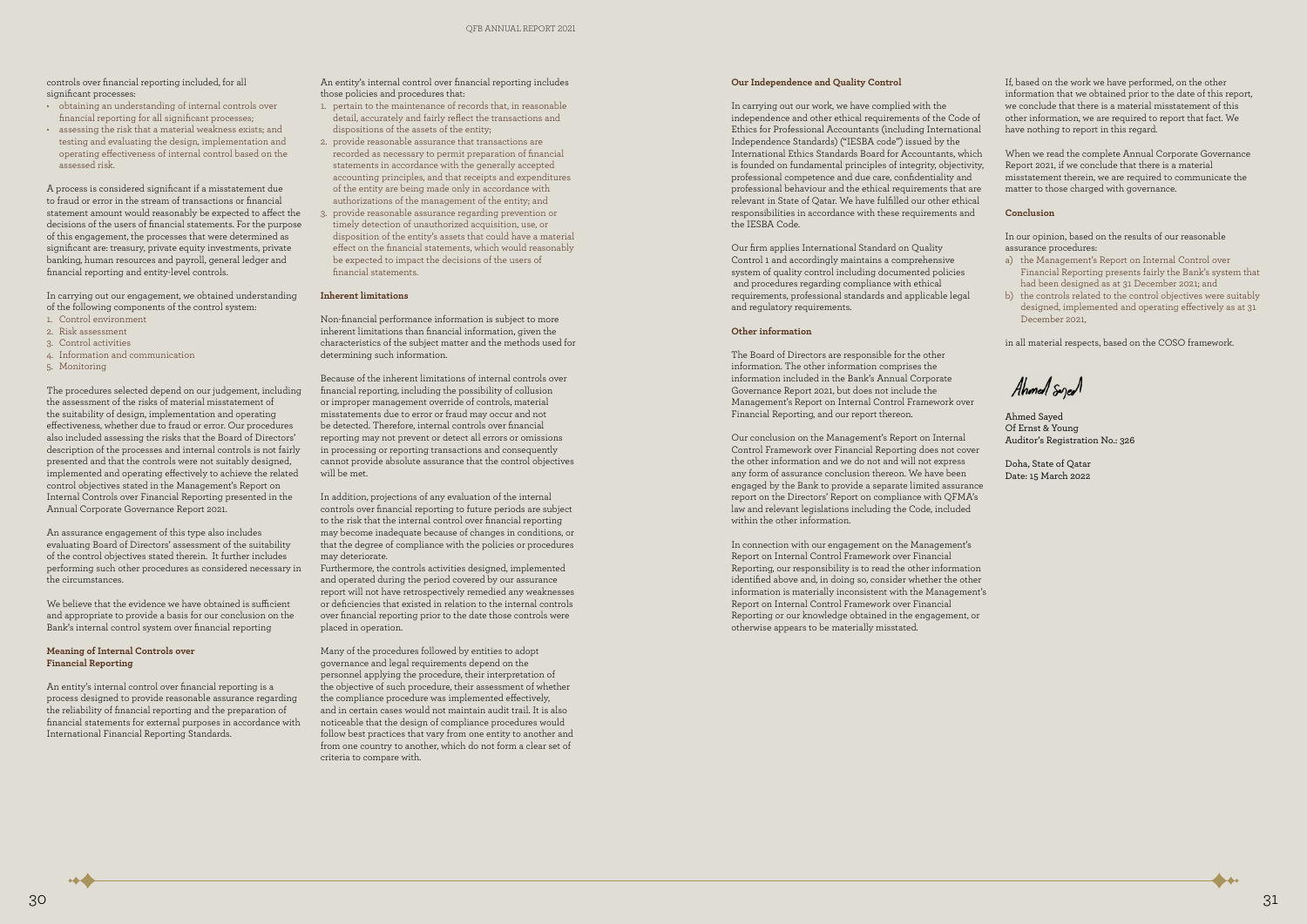controls over financial reporting included, for all significant processes:

- obtaining an understanding of internal controls over financial reporting for all significant processes;
- assessing the risk that a material weakness exists; and testing and evaluating the design, implementation and operating effectiveness of internal control based on the assessed risk.

A process is considered significant if a misstatement due to fraud or error in the stream of transactions or financial statement amount would reasonably be expected to affect the decisions of the users of financial statements. For the purpose of this engagement, the processes that were determined as significant are: treasury, private equity investments, private banking, human resources and payroll, general ledger and financial reporting and entity-level controls.

In carrying out our engagement, we obtained understanding of the following components of the control system:

1. Control environment
2. Risk assessment
3. Control activities
4. Information and communication
5. Monitoring

The procedures selected depend on our judgement, including the assessment of the risks of material misstatement of the suitability of design, implementation and operating effectiveness, whether due to fraud or error. Our procedures also included assessing the risks that the Board of Directors' description of the processes and internal controls is not fairly presented and that the controls were not suitably designed, implemented and operating effectively to achieve the related control objectives stated in the Management's Report on Internal Controls over Financial Reporting presented in the Annual Corporate Governance Report 2021.

An assurance engagement of this type also includes evaluating Board of Directors' assessment of the suitability of the control objectives stated therein. It further includes performing such other procedures as considered necessary in the circumstances.

We believe that the evidence we have obtained is sufficient and appropriate to provide a basis for our conclusion on the Bank's internal control system over financial reporting

**Meaning of Internal Controls over Financial Reporting**

An entity's internal control over financial reporting is a process designed to provide reasonable assurance regarding the reliability of financial reporting and the preparation of financial statements for external purposes in accordance with International Financial Reporting Standards.

An entity's internal control over financial reporting includes those policies and procedures that:

1. pertain to the maintenance of records that, in reasonable detail, accurately and fairly reflect the transactions and dispositions of the assets of the entity;
2. provide reasonable assurance that transactions are recorded as necessary to permit preparation of financial statements in accordance with the generally accepted accounting principles, and that receipts and expenditures of the entity are being made only in accordance with authorizations of the management of the entity; and
3. provide reasonable assurance regarding prevention or timely detection of unauthorized acquisition, use, or disposition of the entity's assets that could have a material effect on the financial statements, which would reasonably be expected to impact the decisions of the users of financial statements.

**Inherent limitations**

Non-financial performance information is subject to more inherent limitations than financial information, given the characteristics of the subject matter and the methods used for determining such information.

Because of the inherent limitations of internal controls over financial reporting, including the possibility of collusion or improper management override of controls, material misstatements due to error or fraud may occur and not be detected. Therefore, internal controls over financial reporting may not prevent or detect all errors or omissions in processing or reporting transactions and consequently cannot provide absolute assurance that the control objectives will be met.

In addition, projections of any evaluation of the internal controls over financial reporting to future periods are subject to the risk that the internal control over financial reporting may become inadequate because of changes in conditions, or that the degree of compliance with the policies or procedures may deteriorate.
Furthermore, the controls activities designed, implemented and operated during the period covered by our assurance report will not have retrospectively remedied any weaknesses or deficiencies that existed in relation to the internal controls over financial reporting prior to the date those controls were placed in operation.

Many of the procedures followed by entities to adopt governance and legal requirements depend on the personnel applying the procedure, their interpretation of the objective of such procedure, their assessment of whether the compliance procedure was implemented effectively, and in certain cases would not maintain audit trail. It is also noticeable that the design of compliance procedures would follow best practices that vary from one entity to another and from one country to another, which do not form a clear set of criteria to compare with.

**Our Independence and Quality Control**

In carrying out our work, we have complied with the independence and other ethical requirements of the Code of Ethics for Professional Accountants (including International Independence Standards) ("IESBA code") issued by the International Ethics Standards Board for Accountants, which is founded on fundamental principles of integrity, objectivity, professional competence and due care, confidentiality and professional behaviour and the ethical requirements that are relevant in State of Qatar. We have fulfilled our other ethical responsibilities in accordance with these requirements and the IESBA Code.

Our firm applies International Standard on Quality Control 1 and accordingly maintains a comprehensive system of quality control including documented policies and procedures regarding compliance with ethical requirements, professional standards and applicable legal and regulatory requirements.

**Other information**

The Board of Directors are responsible for the other information. The other information comprises the information included in the Bank's Annual Corporate Governance Report 2021, but does not include the Management's Report on Internal Control Framework over Financial Reporting, and our report thereon.

Our conclusion on the Management's Report on Internal Control Framework over Financial Reporting does not cover the other information and we do not and will not express any form of assurance conclusion thereon. We have been engaged by the Bank to provide a separate limited assurance report on the Directors' Report on compliance with QFMA's law and relevant legislations including the Code, included within the other information.

In connection with our engagement on the Management's Report on Internal Control Framework over Financial Reporting, our responsibility is to read the other information identified above and, in doing so, consider whether the other information is materially inconsistent with the Management's Report on Internal Control Framework over Financial Reporting or our knowledge obtained in the engagement, or otherwise appears to be materially misstated.

If, based on the work we have performed, on the other information that we obtained prior to the date of this report, we conclude that there is a material misstatement of this other information, we are required to report that fact. We have nothing to report in this regard.

When we read the complete Annual Corporate Governance Report 2021, if we conclude that there is a material misstatement therein, we are required to communicate the matter to those charged with governance.

**Conclusion**

In our opinion, based on the results of our reasonable assurance procedures:

a) the Management's Report on Internal Control over Financial Reporting presents fairly the Bank's system that had been designed as at 31 December 2021; and
b) the controls related to the control objectives were suitably designed, implemented and operating effectively as at 31 December 2021,

in all material respects, based on the COSO framework.

Ahmed Sayed
Of Ernst & Young
Auditor's Registration No.: 326

Doha, State of Qatar
Date: 15 March 2022